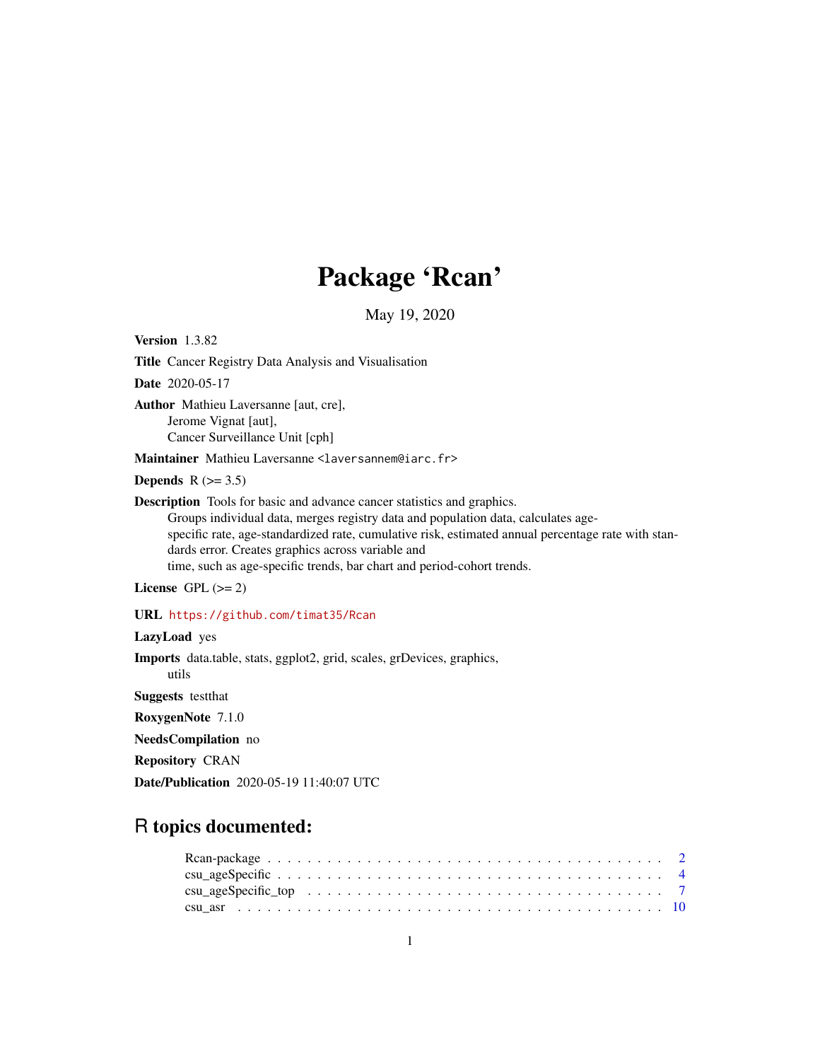# Package 'Rcan'

May 19, 2020

**Version** 1.3.82

**Title** Cancer Registry Data Analysis and Visualisation

**Date** 2020-05-17

**Author** Mathieu Laversanne [aut, cre],
Jerome Vignat [aut],
Cancer Surveillance Unit [cph]

**Maintainer** Mathieu Laversanne <laversannem@iarc.fr>

**Depends** R (>= 3.5)

**Description** Tools for basic and advance cancer statistics and graphics.
Groups individual data, merges registry data and population data, calculates age-specific rate, age-standardized rate, cumulative risk, estimated annual percentage rate with standards error. Creates graphics across variable and time, such as age-specific trends, bar chart and period-cohort trends.

**License** GPL (>= 2)

**URL** https://github.com/timat35/Rcan

**LazyLoad** yes

**Imports** data.table, stats, ggplot2, grid, scales, grDevices, graphics, utils

**Suggests** testthat

**RoxygenNote** 7.1.0

**NeedsCompilation** no

**Repository** CRAN

**Date/Publication** 2020-05-19 11:40:07 UTC

## R topics documented:

- Rcan-package . . . . . . . . . . . . . . . . . . . . . . . . . . . . . . . . . . . . . . . . 2
- csu_ageSpecific . . . . . . . . . . . . . . . . . . . . . . . . . . . . . . . . . . . . . . . 4
- csu_ageSpecific_top . . . . . . . . . . . . . . . . . . . . . . . . . . . . . . . . . . . . 7
- csu_asr . . . . . . . . . . . . . . . . . . . . . . . . . . . . . . . . . . . . . . . . . . . 10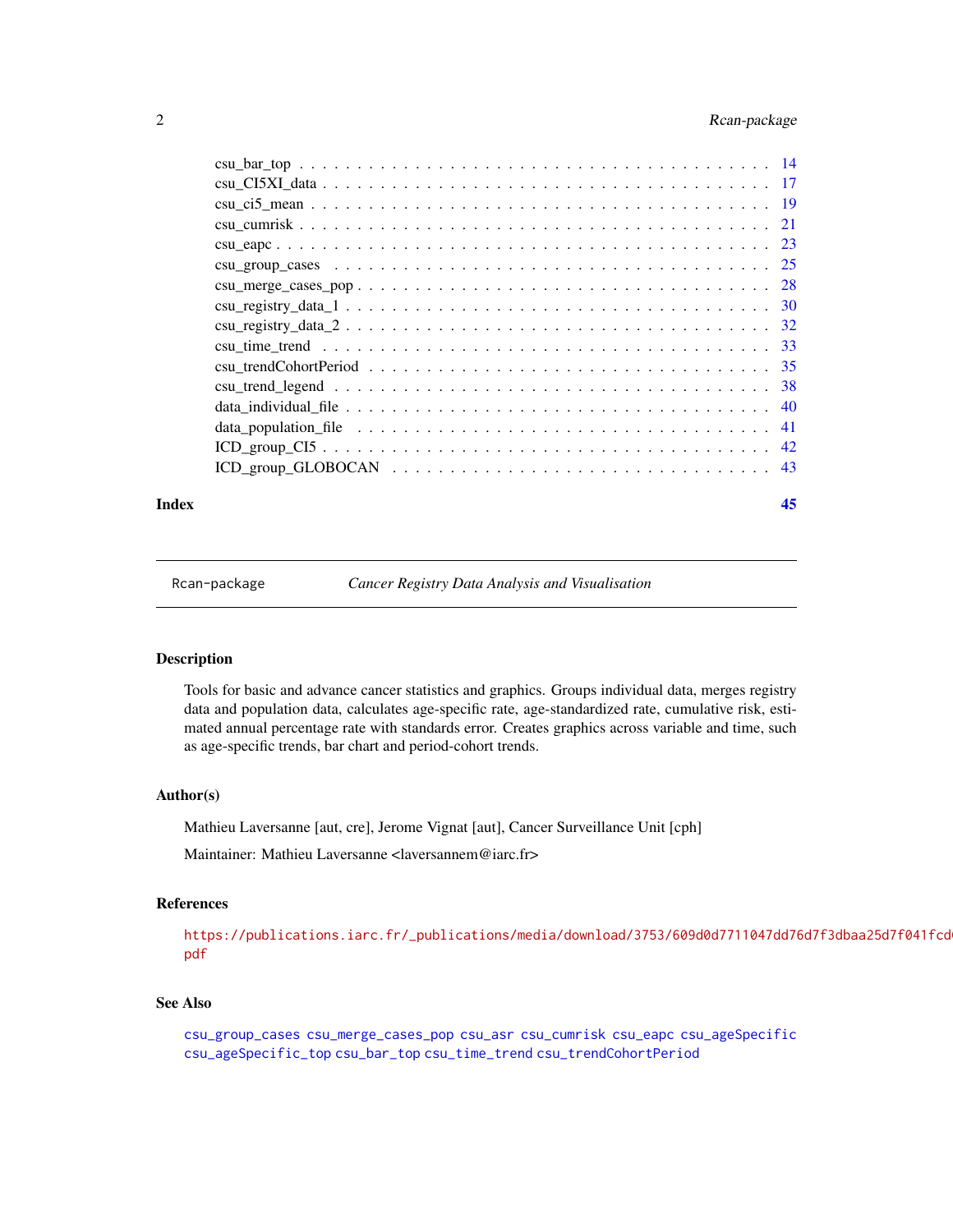csu_bar_top . . . . . . . . . . . . . . . . . . . . . . . . . . . . . . . . . . . . . . 14
csu_CI5XI_data . . . . . . . . . . . . . . . . . . . . . . . . . . . . . . . . . . . . 17
csu_ci5_mean . . . . . . . . . . . . . . . . . . . . . . . . . . . . . . . . . . . . . 19
csu_cumrisk . . . . . . . . . . . . . . . . . . . . . . . . . . . . . . . . . . . . . . 21
csu_eapc . . . . . . . . . . . . . . . . . . . . . . . . . . . . . . . . . . . . . . . 23
csu_group_cases . . . . . . . . . . . . . . . . . . . . . . . . . . . . . . . . . . . 25
csu_merge_cases_pop . . . . . . . . . . . . . . . . . . . . . . . . . . . . . . . . 28
csu_registry_data_1 . . . . . . . . . . . . . . . . . . . . . . . . . . . . . . . . . 30
csu_registry_data_2 . . . . . . . . . . . . . . . . . . . . . . . . . . . . . . . . . 32
csu_time_trend . . . . . . . . . . . . . . . . . . . . . . . . . . . . . . . . . . . . 33
csu_trendCohortPeriod . . . . . . . . . . . . . . . . . . . . . . . . . . . . . . . . 35
csu_trend_legend . . . . . . . . . . . . . . . . . . . . . . . . . . . . . . . . . . . 38
data_individual_file . . . . . . . . . . . . . . . . . . . . . . . . . . . . . . . . . 40
data_population_file . . . . . . . . . . . . . . . . . . . . . . . . . . . . . . . . 41
ICD_group_CI5 . . . . . . . . . . . . . . . . . . . . . . . . . . . . . . . . . . . . 42
ICD_group_GLOBOCAN . . . . . . . . . . . . . . . . . . . . . . . . . . . . . . . . 43

**Index** **45**

---

Rcan-package *Cancer Registry Data Analysis and Visualisation*

---

## Description

Tools for basic and advance cancer statistics and graphics. Groups individual data, merges registry data and population data, calculates age-specific rate, age-standardized rate, cumulative risk, estimated annual percentage rate with standards error. Creates graphics across variable and time, such as age-specific trends, bar chart and period-cohort trends.

## Author(s)

Mathieu Laversanne [aut, cre], Jerome Vignat [aut], Cancer Surveillance Unit [cph]

Maintainer: Mathieu Laversanne <laversannem@iarc.fr>

## References

https://publications.iarc.fr/_publications/media/download/3753/609d0d7711047dd76d7f3dbaa25d7f041fcd
pdf

## See Also

csu_group_cases csu_merge_cases_pop csu_asr csu_cumrisk csu_eapc csu_ageSpecific
csu_ageSpecific_top csu_bar_top csu_time_trend csu_trendCohortPeriod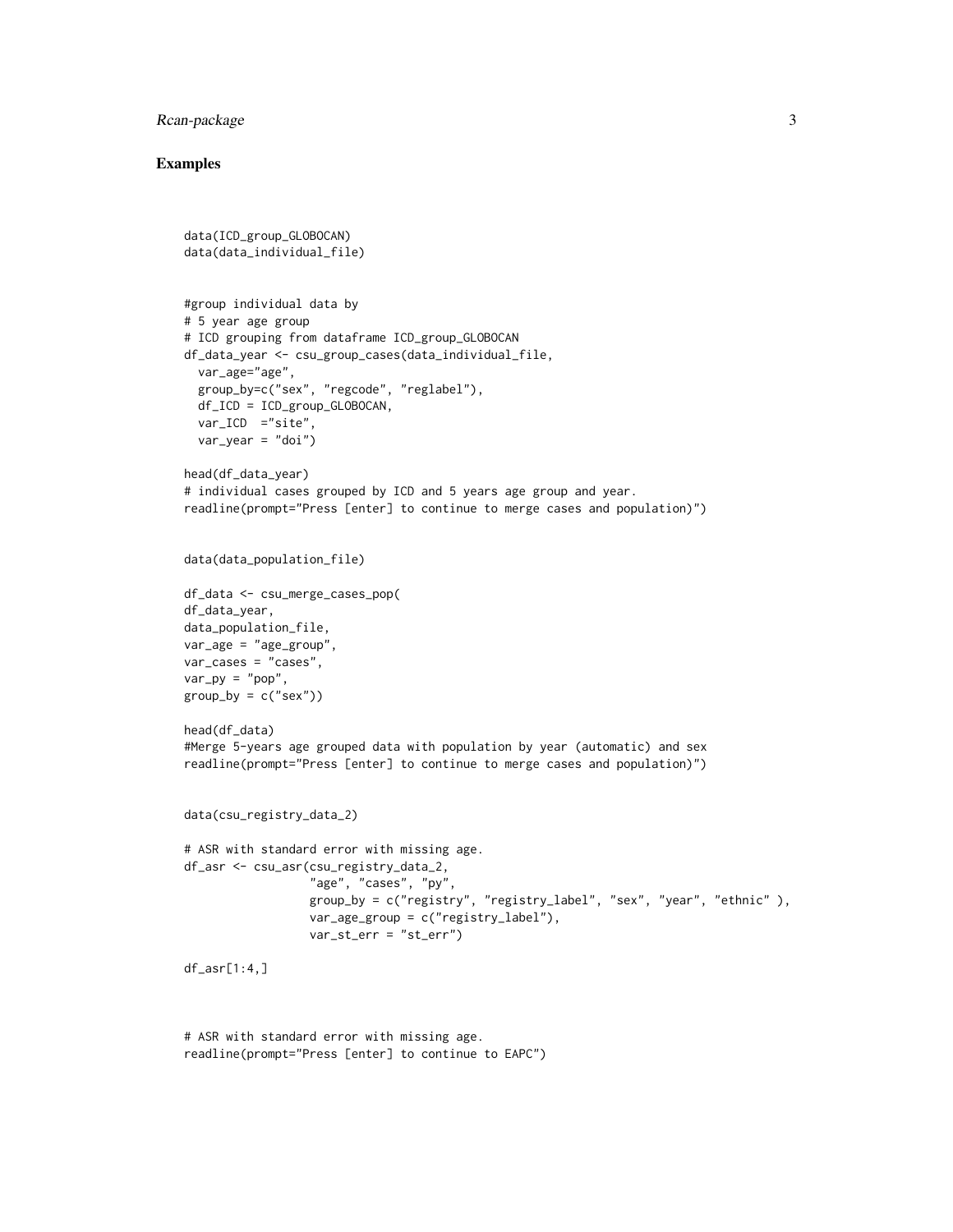## Examples

```
data(ICD_group_GLOBOCAN)
data(data_individual_file)


#group individual data by
# 5 year age group
# ICD grouping from dataframe ICD_group_GLOBOCAN
df_data_year <- csu_group_cases(data_individual_file,
  var_age="age",
  group_by=c("sex", "regcode", "reglabel"),
  df_ICD = ICD_group_GLOBOCAN,
  var_ICD  ="site",
  var_year = "doi")

head(df_data_year)
# individual cases grouped by ICD and 5 years age group and year.
readline(prompt="Press [enter] to continue to merge cases and population)")


data(data_population_file)

df_data <- csu_merge_cases_pop(
df_data_year,
data_population_file,
var_age = "age_group",
var_cases = "cases",
var_py = "pop",
group_by = c("sex"))

head(df_data)
#Merge 5-years age grouped data with population by year (automatic) and sex
readline(prompt="Press [enter] to continue to merge cases and population)")


data(csu_registry_data_2)

# ASR with standard error with missing age.
df_asr <- csu_asr(csu_registry_data_2,
                  "age", "cases", "py",
                  group_by = c("registry", "registry_label", "sex", "year", "ethnic" ),
                  var_age_group = c("registry_label"),
                  var_st_err = "st_err")

df_asr[1:4,]



# ASR with standard error with missing age.
readline(prompt="Press [enter] to continue to EAPC")
```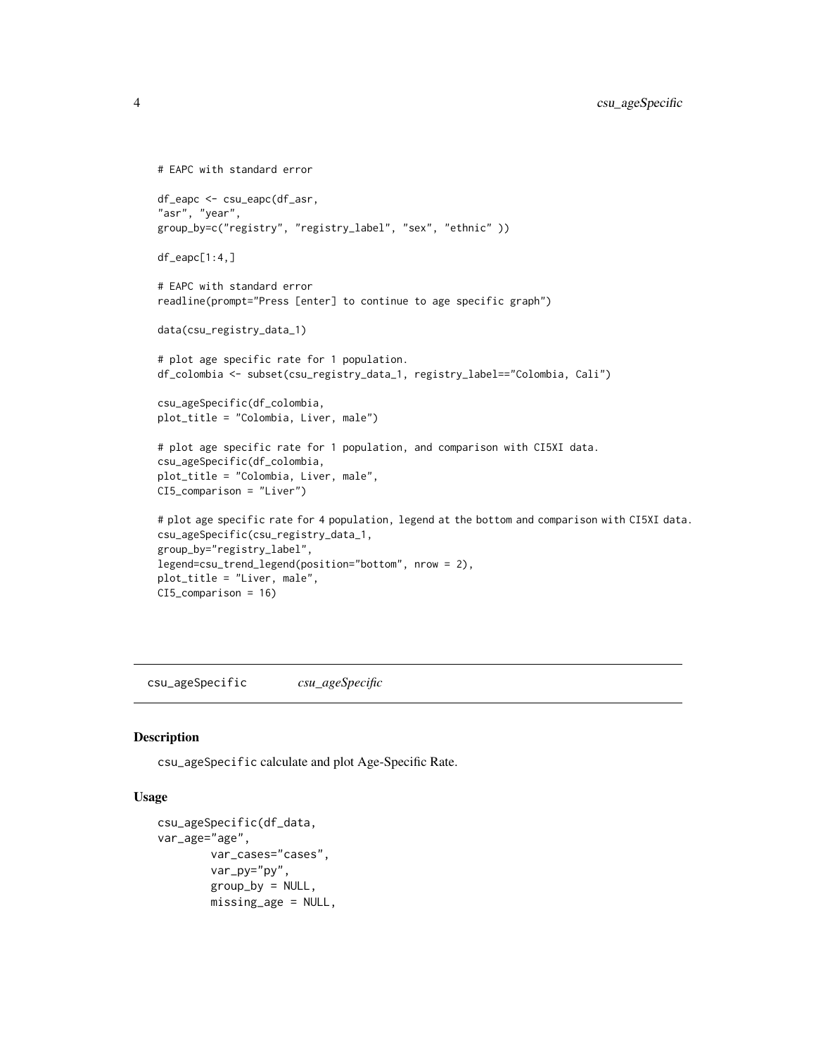```
# EAPC with standard error

df_eapc <- csu_eapc(df_asr,
"asr", "year",
group_by=c("registry", "registry_label", "sex", "ethnic" ))

df_eapc[1:4,]

# EAPC with standard error
readline(prompt="Press [enter] to continue to age specific graph")

data(csu_registry_data_1)

# plot age specific rate for 1 population.
df_colombia <- subset(csu_registry_data_1, registry_label=="Colombia, Cali")

csu_ageSpecific(df_colombia,
plot_title = "Colombia, Liver, male")

# plot age specific rate for 1 population, and comparison with CI5XI data.
csu_ageSpecific(df_colombia,
plot_title = "Colombia, Liver, male",
CI5_comparison = "Liver")

# plot age specific rate for 4 population, legend at the bottom and comparison with CI5XI data.
csu_ageSpecific(csu_registry_data_1,
group_by="registry_label",
legend=csu_trend_legend(position="bottom", nrow = 2),
plot_title = "Liver, male",
CI5_comparison = 16)
```

---

## csu_ageSpecific    *csu_ageSpecific*

### Description

csu_ageSpecific calculate and plot Age-Specific Rate.

### Usage

```
csu_ageSpecific(df_data,
var_age="age",
        var_cases="cases",
        var_py="py",
        group_by = NULL,
        missing_age = NULL,
```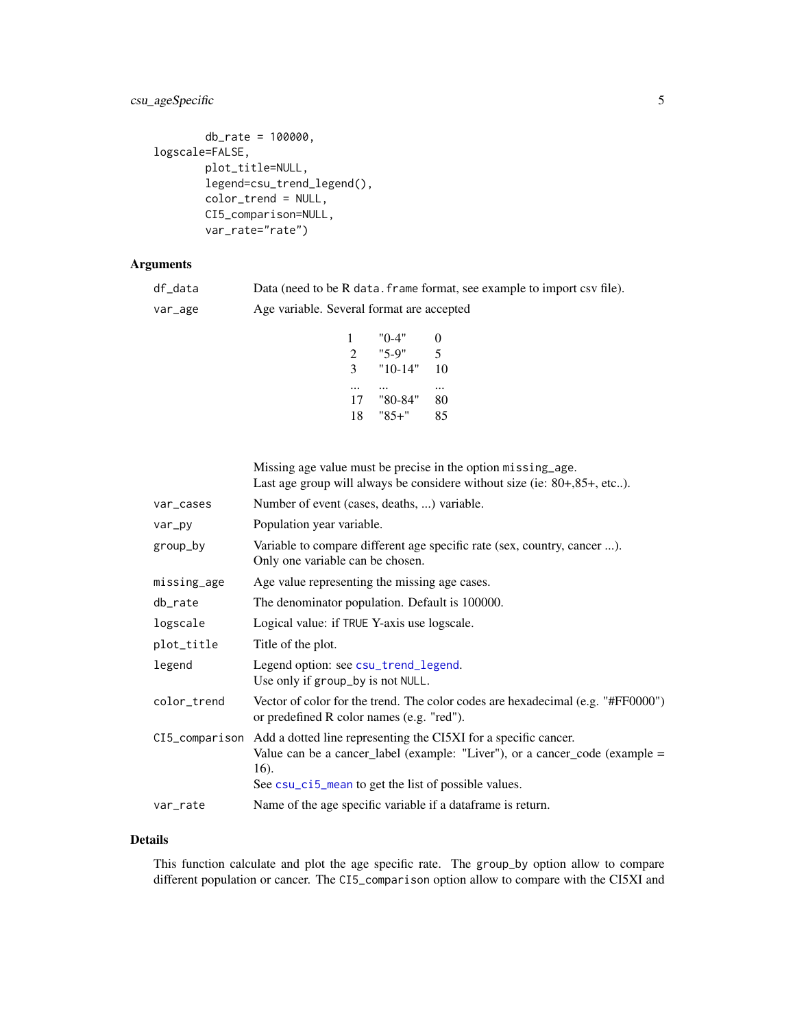```
        db_rate = 100000,
logscale=FALSE,
        plot_title=NULL,
        legend=csu_trend_legend(),
        color_trend = NULL,
        CI5_comparison=NULL,
        var_rate="rate")
```

## Arguments

| | |
|---|---|
| df_data | Data (need to be R `data.frame` format, see example to import csv file). |
| var_age | Age variable. Several format are accepted<br><br>1 "0-4" 0<br>2 "5-9" 5<br>3 "10-14" 10<br>... ... ...<br>17 "80-84" 80<br>18 "85+" 85<br><br>Missing age value must be precise in the option `missing_age`.<br>Last age group will always be considere without size (ie: 80+,85+, etc..). |
| var_cases | Number of event (cases, deaths, ...) variable. |
| var_py | Population year variable. |
| group_by | Variable to compare different age specific rate (sex, country, cancer ...).<br>Only one variable can be chosen. |
| missing_age | Age value representing the missing age cases. |
| db_rate | The denominator population. Default is 100000. |
| logscale | Logical value: if `TRUE` Y-axis use logscale. |
| plot_title | Title of the plot. |
| legend | Legend option: see `csu_trend_legend`.<br>Use only if `group_by` is not `NULL`. |
| color_trend | Vector of color for the trend. The color codes are hexadecimal (e.g. "#FF0000") or predefined R color names (e.g. "red"). |
| CI5_comparison | Add a dotted line representing the CI5XI for a specific cancer.<br>Value can be a cancer_label (example: "Liver"), or a cancer_code (example = 16).<br>See `csu_ci5_mean` to get the list of possible values. |
| var_rate | Name of the age specific variable if a dataframe is return. |

## Details

This function calculate and plot the age specific rate. The `group_by` option allow to compare different population or cancer. The `CI5_comparison` option allow to compare with the CI5XI and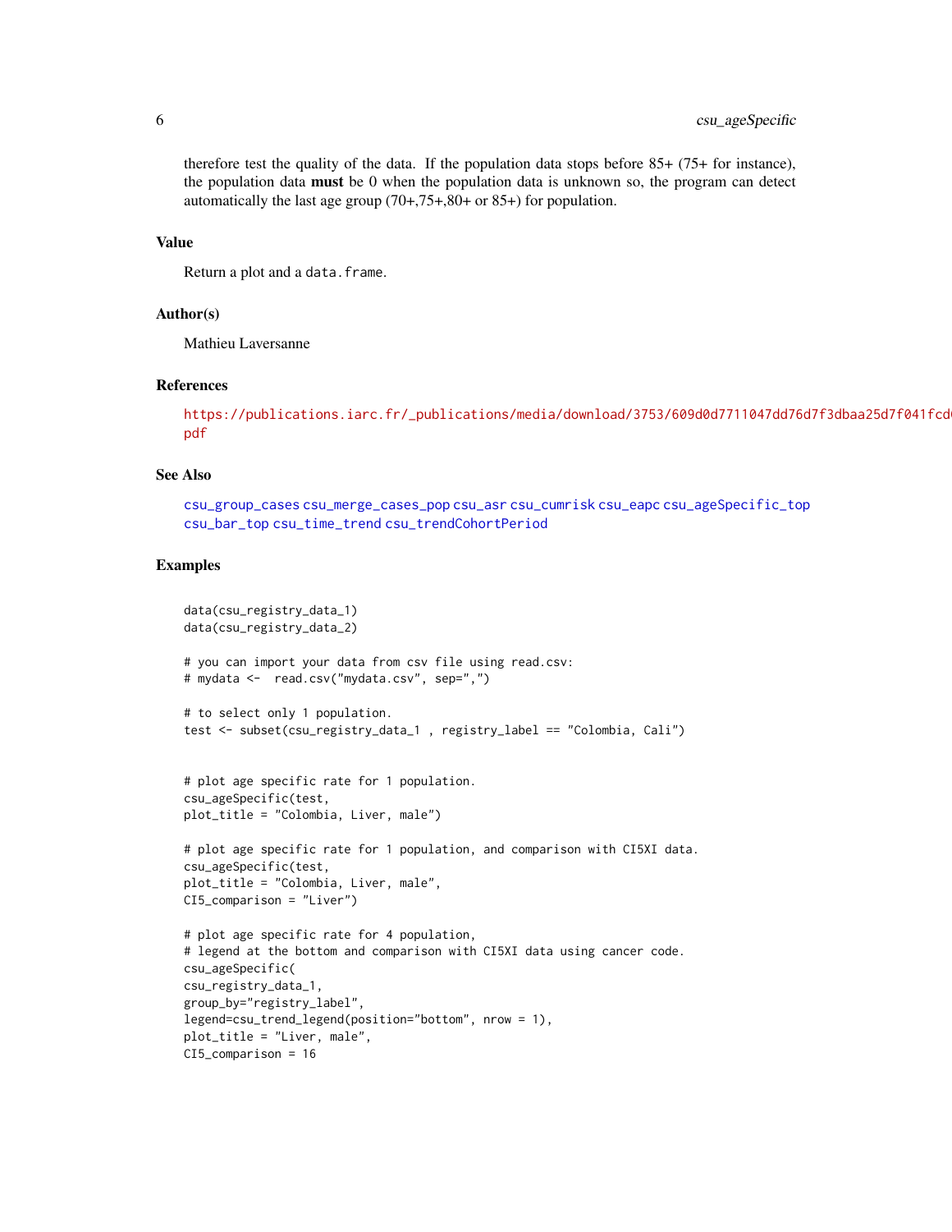therefore test the quality of the data. If the population data stops before 85+ (75+ for instance), the population data **must** be 0 when the population data is unknown so, the program can detect automatically the last age group (70+,75+,80+ or 85+) for population.

## Value

Return a plot and a data.frame.

## Author(s)

Mathieu Laversanne

## References

https://publications.iarc.fr/_publications/media/download/3753/609d0d7711047dd76d7f3dbaa25d7f041fcd0 pdf

## See Also

csu_group_cases csu_merge_cases_pop csu_asr csu_cumrisk csu_eapc csu_ageSpecific_top csu_bar_top csu_time_trend csu_trendCohortPeriod

## Examples

```
data(csu_registry_data_1)
data(csu_registry_data_2)

# you can import your data from csv file using read.csv:
# mydata <-  read.csv("mydata.csv", sep=",")

# to select only 1 population.
test <- subset(csu_registry_data_1 , registry_label == "Colombia, Cali")


# plot age specific rate for 1 population.
csu_ageSpecific(test,
plot_title = "Colombia, Liver, male")

# plot age specific rate for 1 population, and comparison with CI5XI data.
csu_ageSpecific(test,
plot_title = "Colombia, Liver, male",
CI5_comparison = "Liver")

# plot age specific rate for 4 population,
# legend at the bottom and comparison with CI5XI data using cancer code.
csu_ageSpecific(
csu_registry_data_1,
group_by="registry_label",
legend=csu_trend_legend(position="bottom", nrow = 1),
plot_title = "Liver, male",
CI5_comparison = 16
```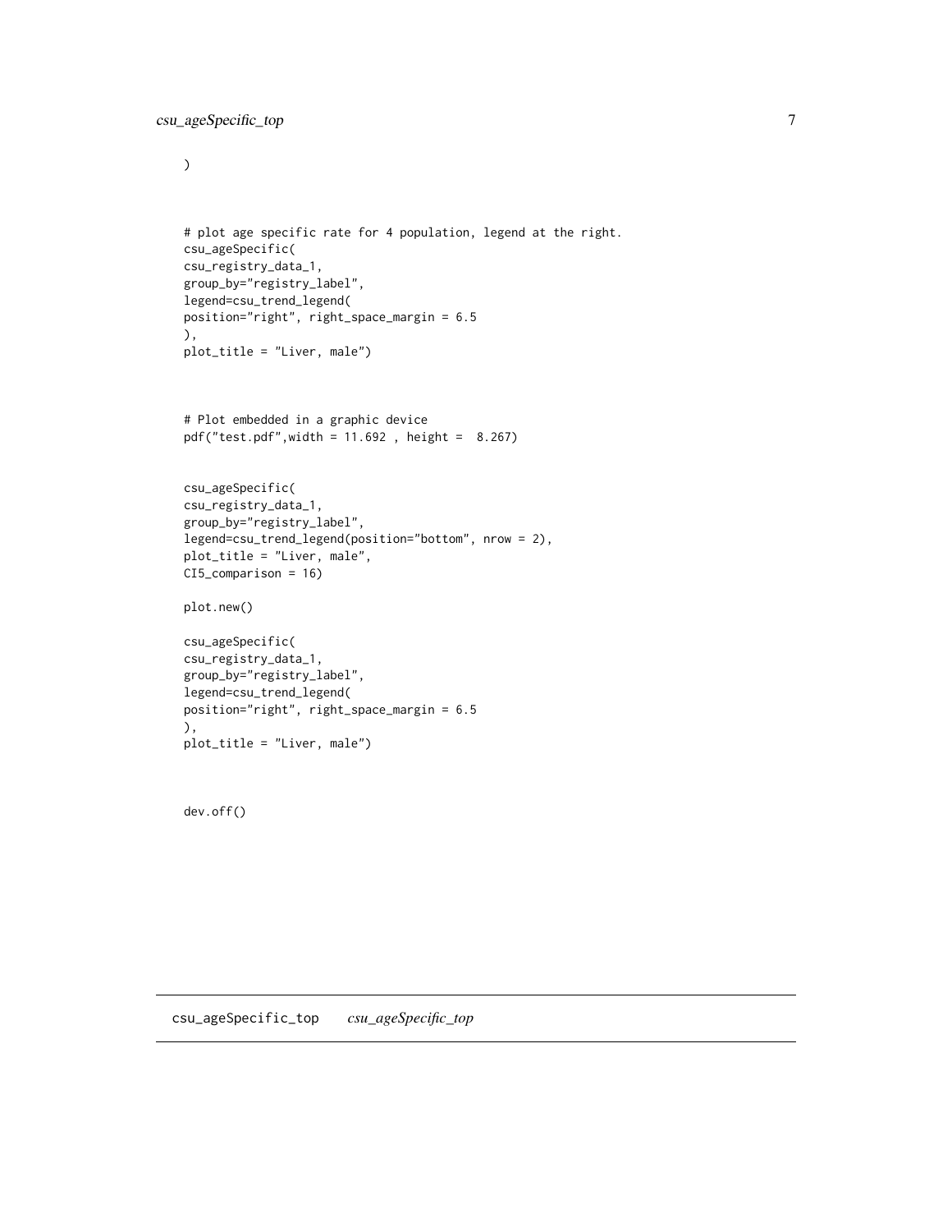```
)


# plot age specific rate for 4 population, legend at the right.
csu_ageSpecific(
csu_registry_data_1,
group_by="registry_label",
legend=csu_trend_legend(
position="right", right_space_margin = 6.5
),
plot_title = "Liver, male")


# Plot embedded in a graphic device
pdf("test.pdf",width = 11.692 , height =  8.267)


csu_ageSpecific(
csu_registry_data_1,
group_by="registry_label",
legend=csu_trend_legend(position="bottom", nrow = 2),
plot_title = "Liver, male",
CI5_comparison = 16)

plot.new()

csu_ageSpecific(
csu_registry_data_1,
group_by="registry_label",
legend=csu_trend_legend(
position="right", right_space_margin = 6.5
),
plot_title = "Liver, male")


dev.off()
```

## csu_ageSpecific_top *csu_ageSpecific_top*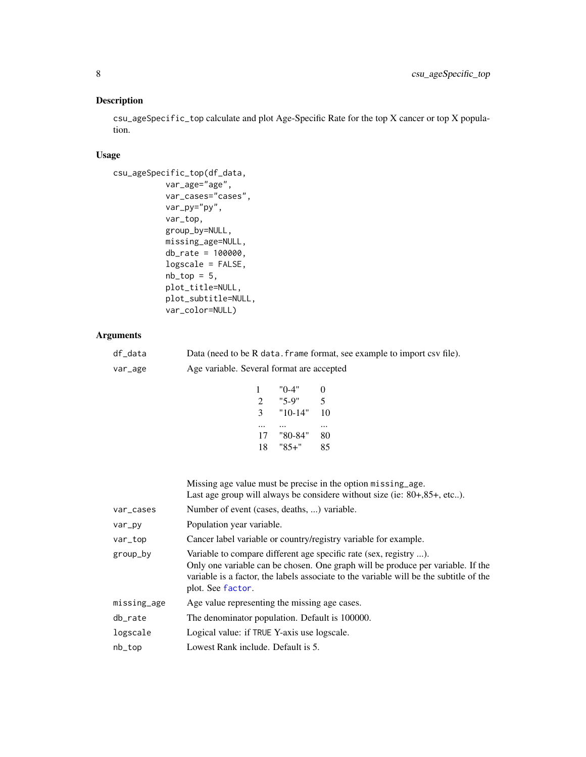## Description

`csu_ageSpecific_top` calculate and plot Age-Specific Rate for the top X cancer or top X population.

## Usage

```
csu_ageSpecific_top(df_data,
          var_age="age",
          var_cases="cases",
          var_py="py",
          var_top,
          group_by=NULL,
          missing_age=NULL,
          db_rate = 100000,
          logscale = FALSE,
          nb_top = 5,
          plot_title=NULL,
          plot_subtitle=NULL,
          var_color=NULL)
```

## Arguments

**df_data** Data (need to be R `data.frame` format, see example to import csv file).

**var_age** Age variable. Several format are accepted

| | | |
|---|---|---|
| 1 | "0-4" | 0 |
| 2 | "5-9" | 5 |
| 3 | "10-14" | 10 |
| ... | ... | ... |
| 17 | "80-84" | 80 |
| 18 | "85+" | 85 |

Missing age value must be precise in the option `missing_age`.
Last age group will always be considere without size (ie: 80+,85+, etc..).

**var_cases** Number of event (cases, deaths, ...) variable.

**var_py** Population year variable.

**var_top** Cancer label variable or country/registry variable for example.

**group_by** Variable to compare different age specific rate (sex, registry ...).
Only one variable can be chosen. One graph will be produce per variable. If the variable is a factor, the labels associate to the variable will be the subtitle of the plot. See `factor`.

**missing_age** Age value representing the missing age cases.

**db_rate** The denominator population. Default is 100000.

**logscale** Logical value: if `TRUE` Y-axis use logscale.

**nb_top** Lowest Rank include. Default is 5.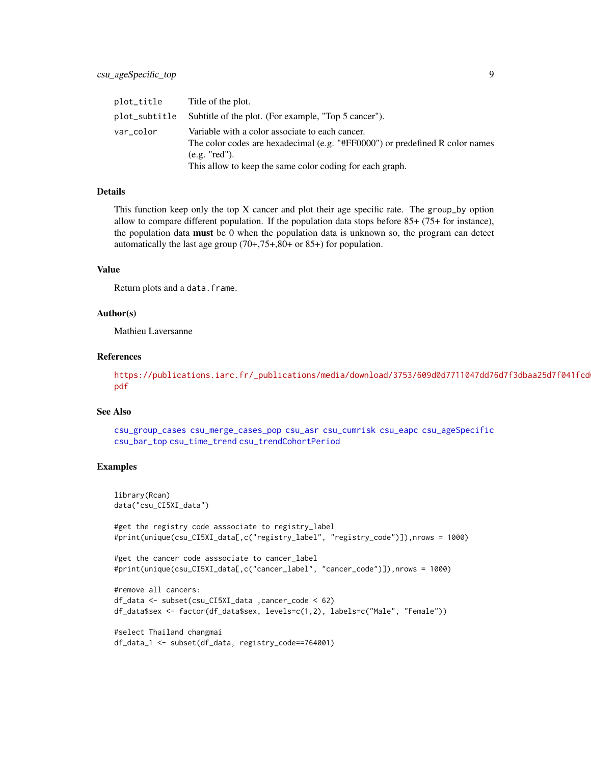| | |
|---|---|
| plot_title | Title of the plot. |
| plot_subtitle | Subtitle of the plot. (For example, "Top 5 cancer"). |
| var_color | Variable with a color associate to each cancer.<br>The color codes are hexadecimal (e.g. "#FF0000") or predefined R color names (e.g. "red").<br>This allow to keep the same color coding for each graph. |

### Details

This function keep only the top X cancer and plot their age specific rate. The group_by option allow to compare different population. If the population data stops before 85+ (75+ for instance), the population data **must** be 0 when the population data is unknown so, the program can detect automatically the last age group (70+,75+,80+ or 85+) for population.

### Value

Return plots and a data.frame.

### Author(s)

Mathieu Laversanne

### References

https://publications.iarc.fr/_publications/media/download/3753/609d0d7711047dd76d7f3dbaa25d7f041fcd pdf

### See Also

csu_group_cases csu_merge_cases_pop csu_asr csu_cumrisk csu_eapc csu_ageSpecific csu_bar_top csu_time_trend csu_trendCohortPeriod

### Examples

```
library(Rcan)
data("csu_CI5XI_data")

#get the registry code asssociate to registry_label
#print(unique(csu_CI5XI_data[,c("registry_label", "registry_code")]),nrows = 1000)

#get the cancer code asssociate to cancer_label
#print(unique(csu_CI5XI_data[,c("cancer_label", "cancer_code")]),nrows = 1000)

#remove all cancers:
df_data <- subset(csu_CI5XI_data ,cancer_code < 62)
df_data$sex <- factor(df_data$sex, levels=c(1,2), labels=c("Male", "Female"))

#select Thailand changmai
df_data_1 <- subset(df_data, registry_code==764001)
```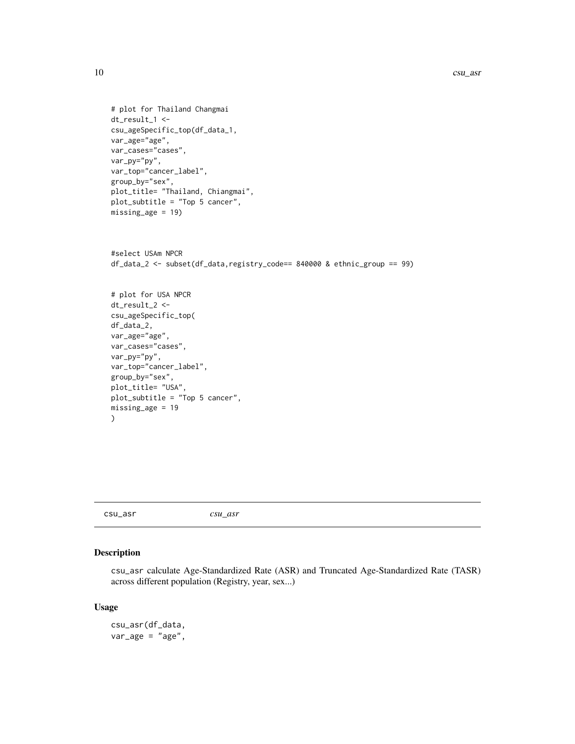```
# plot for Thailand Changmai
dt_result_1 <-
csu_ageSpecific_top(df_data_1,
var_age="age",
var_cases="cases",
var_py="py",
var_top="cancer_label",
group_by="sex",
plot_title= "Thailand, Chiangmai",
plot_subtitle = "Top 5 cancer",
missing_age = 19)


#select USAm NPCR
df_data_2 <- subset(df_data,registry_code== 840000 & ethnic_group == 99)


# plot for USA NPCR
dt_result_2 <-
csu_ageSpecific_top(
df_data_2,
var_age="age",
var_cases="cases",
var_py="py",
var_top="cancer_label",
group_by="sex",
plot_title= "USA",
plot_subtitle = "Top 5 cancer",
missing_age = 19
)
```

---

csu_asr    *csu_asr*

---

### Description

csu_asr calculate Age-Standardized Rate (ASR) and Truncated Age-Standardized Rate (TASR) across different population (Registry, year, sex...)

### Usage

```
csu_asr(df_data,
var_age = "age",
```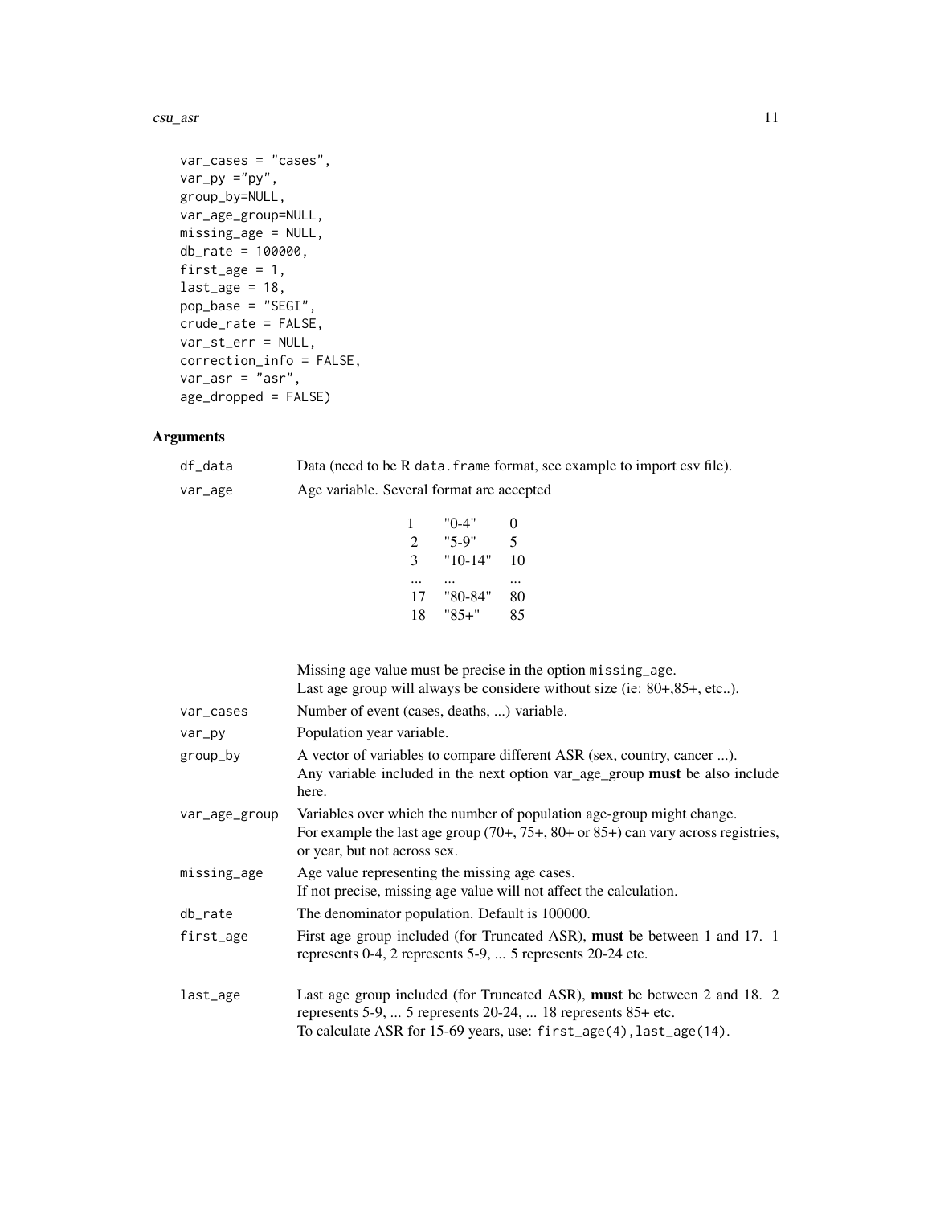```
var_cases = "cases",
var_py ="py",
group_by=NULL,
var_age_group=NULL,
missing_age = NULL,
db_rate = 100000,
first_age = 1,
last_age = 18,
pop_base = "SEGI",
crude_rate = FALSE,
var_st_err = NULL,
correction_info = FALSE,
var_asr = "asr",
age_dropped = FALSE)
```

## Arguments

**df_data** Data (need to be R `data.frame` format, see example to import csv file).

**var_age** Age variable. Several format are accepted

| | | |
|---|---|---|
| 1 | "0-4" | 0 |
| 2 | "5-9" | 5 |
| 3 | "10-14" | 10 |
| ... | ... | ... |
| 17 | "80-84" | 80 |
| 18 | "85+" | 85 |

Missing age value must be precise in the option `missing_age`.
Last age group will always be considere without size (ie: 80+,85+, etc..).

**var_cases** Number of event (cases, deaths, ...) variable.

**var_py** Population year variable.

**group_by** A vector of variables to compare different ASR (sex, country, cancer ...).
Any variable included in the next option var_age_group **must** be also include here.

**var_age_group** Variables over which the number of population age-group might change.
For example the last age group (70+, 75+, 80+ or 85+) can vary across registries, or year, but not across sex.

**missing_age** Age value representing the missing age cases.
If not precise, missing age value will not affect the calculation.

**db_rate** The denominator population. Default is 100000.

**first_age** First age group included (for Truncated ASR), **must** be between 1 and 17. 1 represents 0-4, 2 represents 5-9, ... 5 represents 20-24 etc.

**last_age** Last age group included (for Truncated ASR), **must** be between 2 and 18. 2 represents 5-9, ... 5 represents 20-24, ... 18 represents 85+ etc.
To calculate ASR for 15-69 years, use: `first_age(4),last_age(14)`.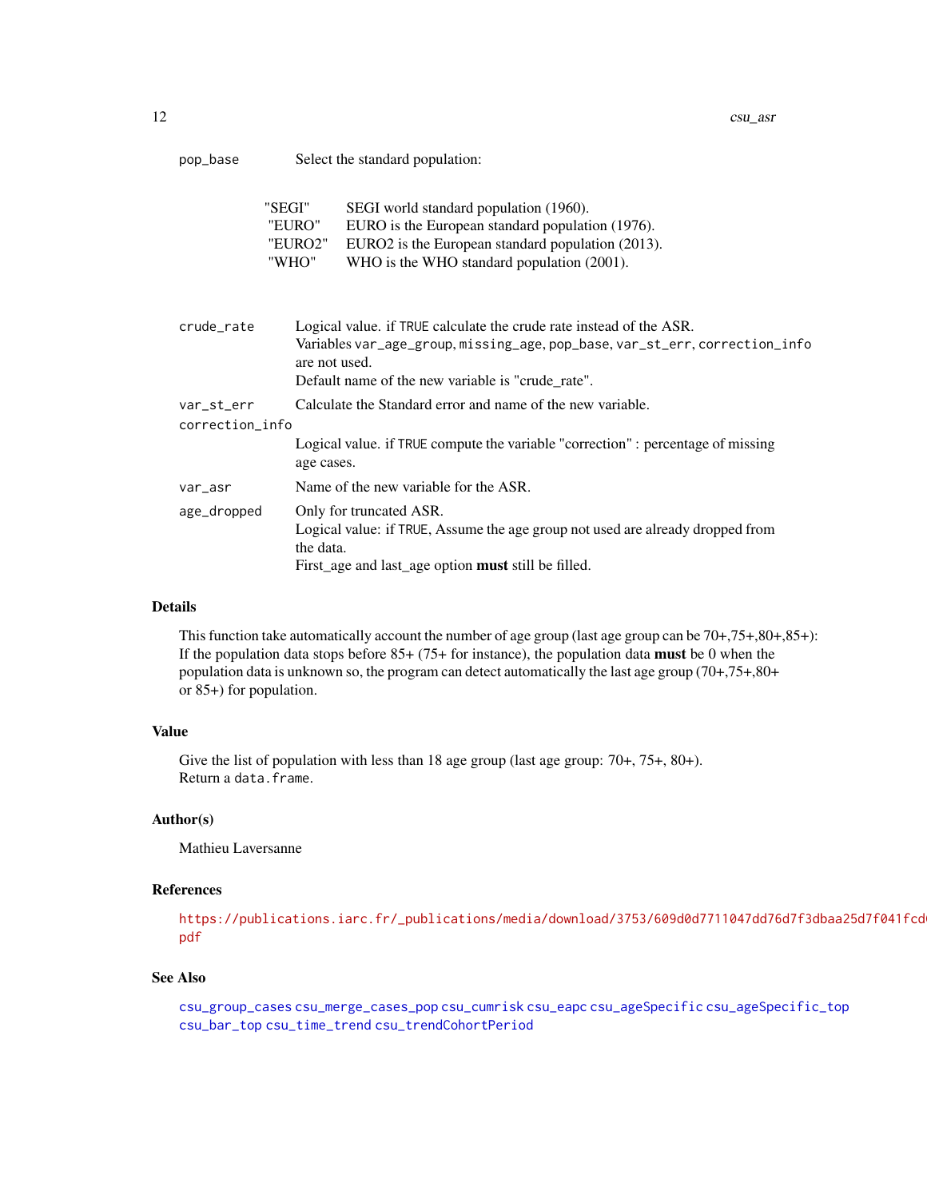pop_base
: Select the standard population:

| | |
|---|---|
| "SEGI" | SEGI world standard population (1960). |
| "EURO" | EURO is the European standard population (1976). |
| "EURO2" | EURO2 is the European standard population (2013). |
| "WHO" | WHO is the WHO standard population (2001). |

crude_rate
: Logical value. if `TRUE` calculate the crude rate instead of the ASR.
Variables `var_age_group`, `missing_age`, `pop_base`, `var_st_err`, `correction_info` are not used.
Default name of the new variable is "crude_rate".

var_st_err
: Calculate the Standard error and name of the new variable.

correction_info
: Logical value. if `TRUE` compute the variable "correction" : percentage of missing age cases.

var_asr
: Name of the new variable for the ASR.

age_dropped
: Only for truncated ASR.
Logical value: if `TRUE`, Assume the age group not used are already dropped from the data.
First_age and last_age option **must** still be filled.

## Details

This function take automatically account the number of age group (last age group can be 70+,75+,80+,85+): If the population data stops before 85+ (75+ for instance), the population data **must** be 0 when the population data is unknown so, the program can detect automatically the last age group (70+,75+,80+ or 85+) for population.

## Value

Give the list of population with less than 18 age group (last age group: 70+, 75+, 80+).
Return a `data.frame`.

## Author(s)

Mathieu Laversanne

## References

https://publications.iarc.fr/_publications/media/download/3753/609d0d7711047dd76d7f3dbaa25d7f041fcd pdf

## See Also

`csu_group_cases` `csu_merge_cases_pop` `csu_cumrisk` `csu_eapc` `csu_ageSpecific` `csu_ageSpecific_top` `csu_bar_top` `csu_time_trend` `csu_trendCohortPeriod`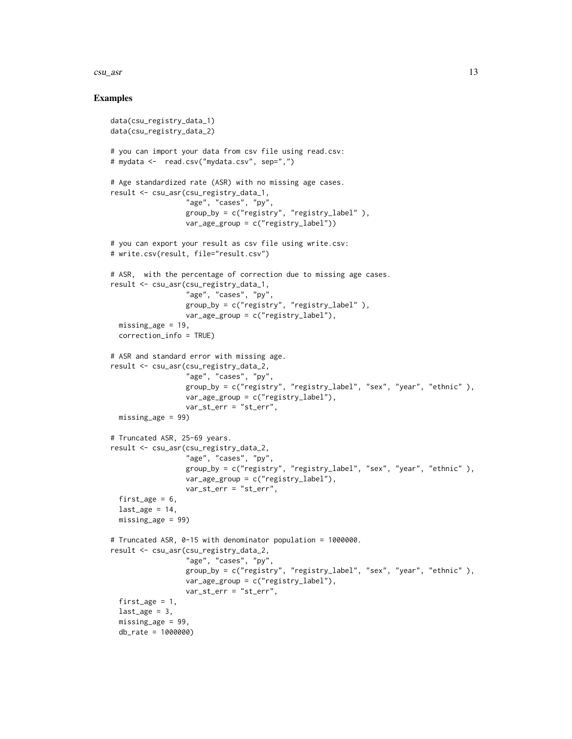### Examples

```
data(csu_registry_data_1)
data(csu_registry_data_2)

# you can import your data from csv file using read.csv:
# mydata <-  read.csv("mydata.csv", sep=",")

# Age standardized rate (ASR) with no missing age cases.
result <- csu_asr(csu_registry_data_1,
                  "age", "cases", "py",
                  group_by = c("registry", "registry_label" ),
                  var_age_group = c("registry_label"))

# you can export your result as csv file using write.csv:
# write.csv(result, file="result.csv")

# ASR,  with the percentage of correction due to missing age cases.
result <- csu_asr(csu_registry_data_1,
                  "age", "cases", "py",
                  group_by = c("registry", "registry_label" ),
                  var_age_group = c("registry_label"),
  missing_age = 19,
  correction_info = TRUE)

# ASR and standard error with missing age.
result <- csu_asr(csu_registry_data_2,
                  "age", "cases", "py",
                  group_by = c("registry", "registry_label", "sex", "year", "ethnic" ),
                  var_age_group = c("registry_label"),
                  var_st_err = "st_err",
  missing_age = 99)

# Truncated ASR, 25-69 years.
result <- csu_asr(csu_registry_data_2,
                  "age", "cases", "py",
                  group_by = c("registry", "registry_label", "sex", "year", "ethnic" ),
                  var_age_group = c("registry_label"),
                  var_st_err = "st_err",
  first_age = 6,
  last_age = 14,
  missing_age = 99)

# Truncated ASR, 0-15 with denominator population = 1000000.
result <- csu_asr(csu_registry_data_2,
                  "age", "cases", "py",
                  group_by = c("registry", "registry_label", "sex", "year", "ethnic" ),
                  var_age_group = c("registry_label"),
                  var_st_err = "st_err",
  first_age = 1,
  last_age = 3,
  missing_age = 99,
  db_rate = 1000000)
```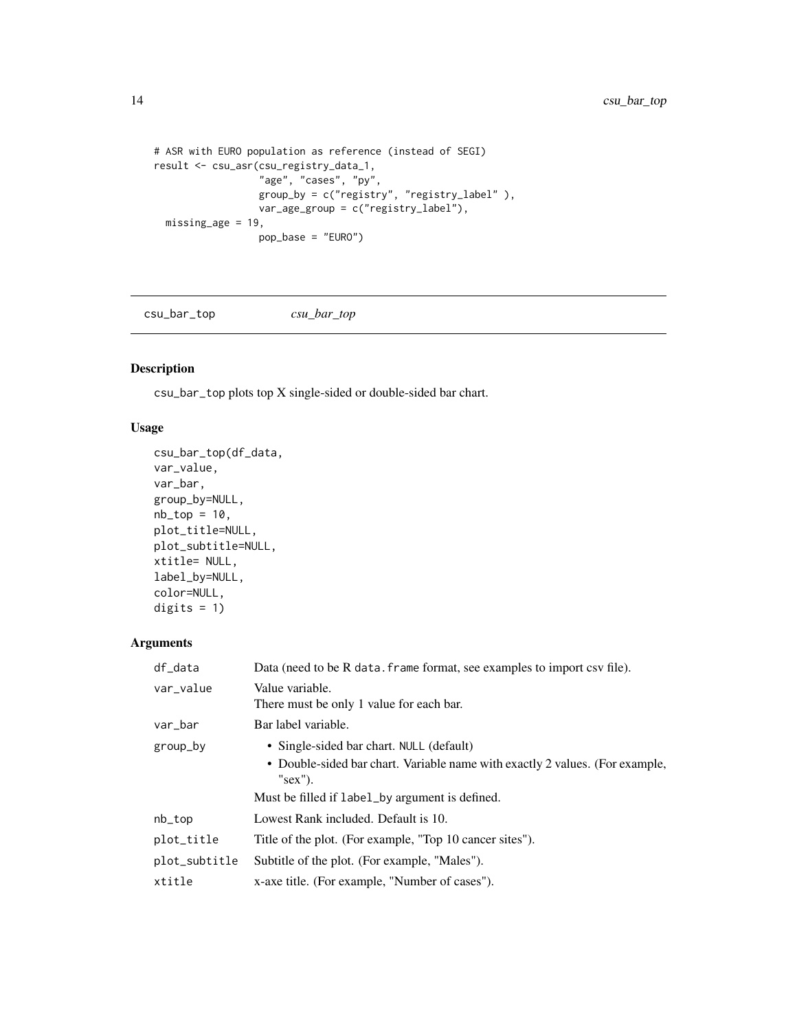```
# ASR with EURO population as reference (instead of SEGI)
result <- csu_asr(csu_registry_data_1,
                  "age", "cases", "py",
                  group_by = c("registry", "registry_label" ),
                  var_age_group = c("registry_label"),
  missing_age = 19,
                  pop_base = "EURO")
```

## csu_bar_top — *csu_bar_top*

### Description

csu_bar_top plots top X single-sided or double-sided bar chart.

### Usage

```
csu_bar_top(df_data,
var_value,
var_bar,
group_by=NULL,
nb_top = 10,
plot_title=NULL,
plot_subtitle=NULL,
xtitle= NULL,
label_by=NULL,
color=NULL,
digits = 1)
```

### Arguments

| | |
|---|---|
| df_data | Data (need to be R data.frame format, see examples to import csv file). |
| var_value | Value variable.<br>There must be only 1 value for each bar. |
| var_bar | Bar label variable. |
| group_by | • Single-sided bar chart. NULL (default)<br>• Double-sided bar chart. Variable name with exactly 2 values. (For example, "sex").<br>Must be filled if label_by argument is defined. |
| nb_top | Lowest Rank included. Default is 10. |
| plot_title | Title of the plot. (For example, "Top 10 cancer sites"). |
| plot_subtitle | Subtitle of the plot. (For example, "Males"). |
| xtitle | x-axe title. (For example, "Number of cases"). |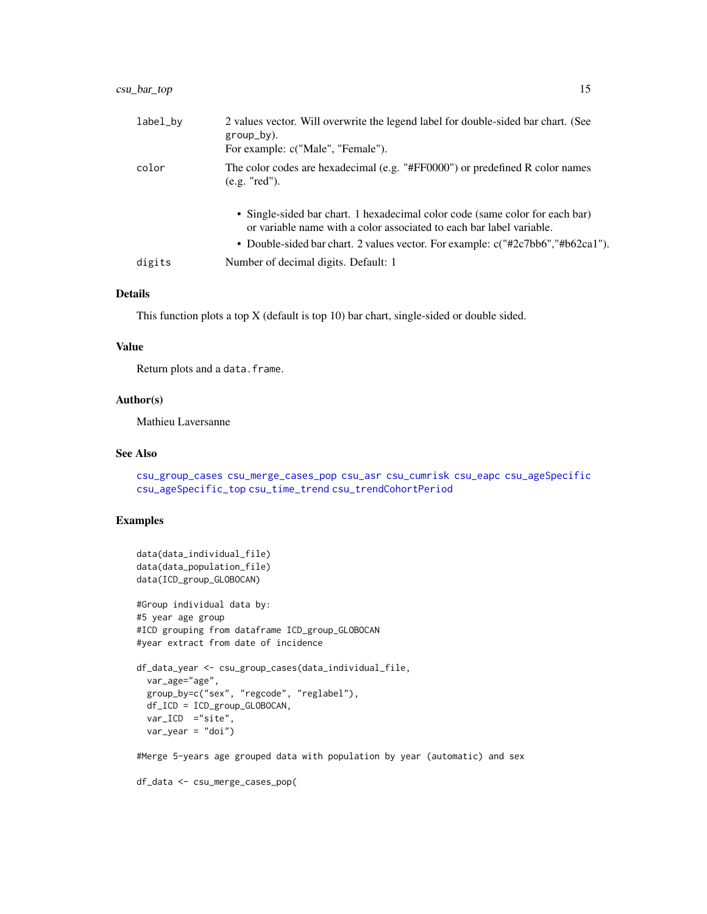| | |
|---|---|
| `label_by` | 2 values vector. Will overwrite the legend label for double-sided bar chart. (See `group_by`).<br>For example: c("Male", "Female"). |
| `color` | The color codes are hexadecimal (e.g. "#FF0000") or predefined R color names (e.g. "red").<br>• Single-sided bar chart. 1 hexadecimal color code (same color for each bar) or variable name with a color associated to each bar label variable.<br>• Double-sided bar chart. 2 values vector. For example: c("#2c7bb6","#b62ca1"). |
| `digits` | Number of decimal digits. Default: 1 |

### Details

This function plots a top X (default is top 10) bar chart, single-sided or double sided.

### Value

Return plots and a `data.frame`.

### Author(s)

Mathieu Laversanne

### See Also

csu_group_cases csu_merge_cases_pop csu_asr csu_cumrisk csu_eapc csu_ageSpecific csu_ageSpecific_top csu_time_trend csu_trendCohortPeriod

### Examples

```
data(data_individual_file)
data(data_population_file)
data(ICD_group_GLOBOCAN)

#Group individual data by:
#5 year age group
#ICD grouping from dataframe ICD_group_GLOBOCAN
#year extract from date of incidence

df_data_year <- csu_group_cases(data_individual_file,
  var_age="age",
  group_by=c("sex", "regcode", "reglabel"),
  df_ICD = ICD_group_GLOBOCAN,
  var_ICD  ="site",
  var_year = "doi")

#Merge 5-years age grouped data with population by year (automatic) and sex

df_data <- csu_merge_cases_pop(
```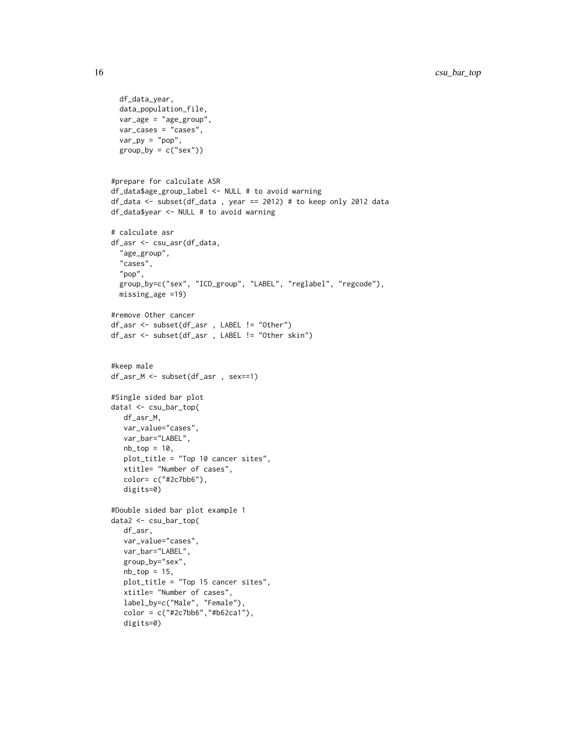```
  df_data_year,
  data_population_file,
  var_age = "age_group",
  var_cases = "cases",
  var_py = "pop",
  group_by = c("sex"))


#prepare for calculate ASR
df_data$age_group_label <- NULL # to avoid warning
df_data <- subset(df_data , year == 2012) # to keep only 2012 data
df_data$year <- NULL # to avoid warning

# calculate asr
df_asr <- csu_asr(df_data,
  "age_group",
  "cases",
  "pop",
  group_by=c("sex", "ICD_group", "LABEL", "reglabel", "regcode"),
  missing_age =19)

#remove Other cancer
df_asr <- subset(df_asr , LABEL != "Other")
df_asr <- subset(df_asr , LABEL != "Other skin")


#keep male
df_asr_M <- subset(df_asr , sex==1)

#Single sided bar plot
data1 <- csu_bar_top(
   df_asr_M,
   var_value="cases",
   var_bar="LABEL",
   nb_top = 10,
   plot_title = "Top 10 cancer sites",
   xtitle= "Number of cases",
   color= c("#2c7bb6"),
   digits=0)

#Double sided bar plot example 1
data2 <- csu_bar_top(
   df_asr,
   var_value="cases",
   var_bar="LABEL",
   group_by="sex",
   nb_top = 15,
   plot_title = "Top 15 cancer sites",
   xtitle= "Number of cases",
   label_by=c("Male", "Female"),
   color = c("#2c7bb6","#b62ca1"),
   digits=0)
```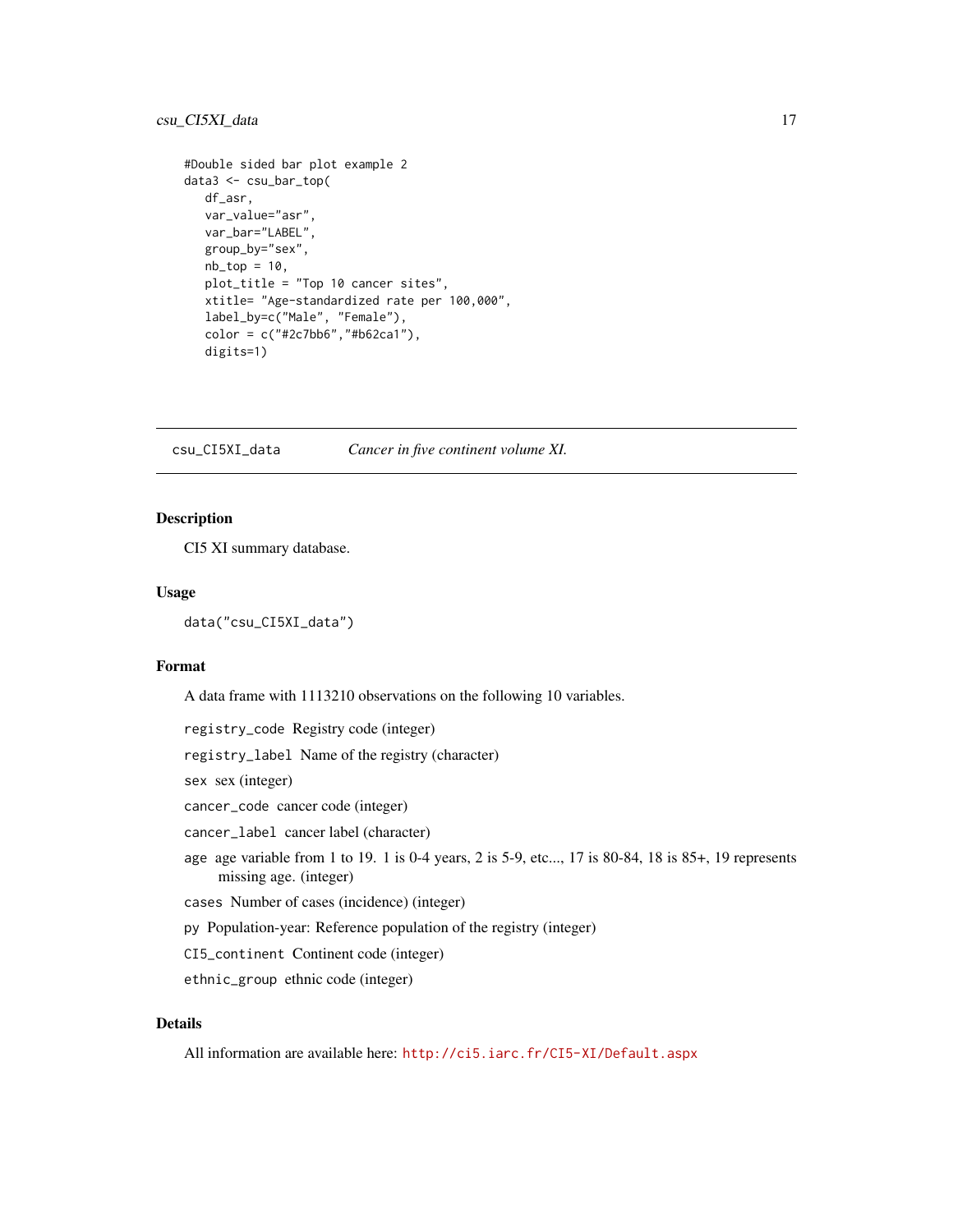```
#Double sided bar plot example 2
data3 <- csu_bar_top(
   df_asr,
   var_value="asr",
   var_bar="LABEL",
   group_by="sex",
   nb_top = 10,
   plot_title = "Top 10 cancer sites",
   xtitle= "Age-standardized rate per 100,000",
   label_by=c("Male", "Female"),
   color = c("#2c7bb6","#b62ca1"),
   digits=1)
```

---

## csu_CI5XI_data — *Cancer in five continent volume XI.*

---

### Description

CI5 XI summary database.

### Usage

```
data("csu_CI5XI_data")
```

### Format

A data frame with 1113210 observations on the following 10 variables.

- `registry_code` Registry code (integer)
- `registry_label` Name of the registry (character)
- `sex` sex (integer)
- `cancer_code` cancer code (integer)
- `cancer_label` cancer label (character)
- `age` age variable from 1 to 19. 1 is 0-4 years, 2 is 5-9, etc..., 17 is 80-84, 18 is 85+, 19 represents missing age. (integer)
- `cases` Number of cases (incidence) (integer)
- `py` Population-year: Reference population of the registry (integer)
- `CI5_continent` Continent code (integer)
- `ethnic_group` ethnic code (integer)

### Details

All information are available here: http://ci5.iarc.fr/CI5-XI/Default.aspx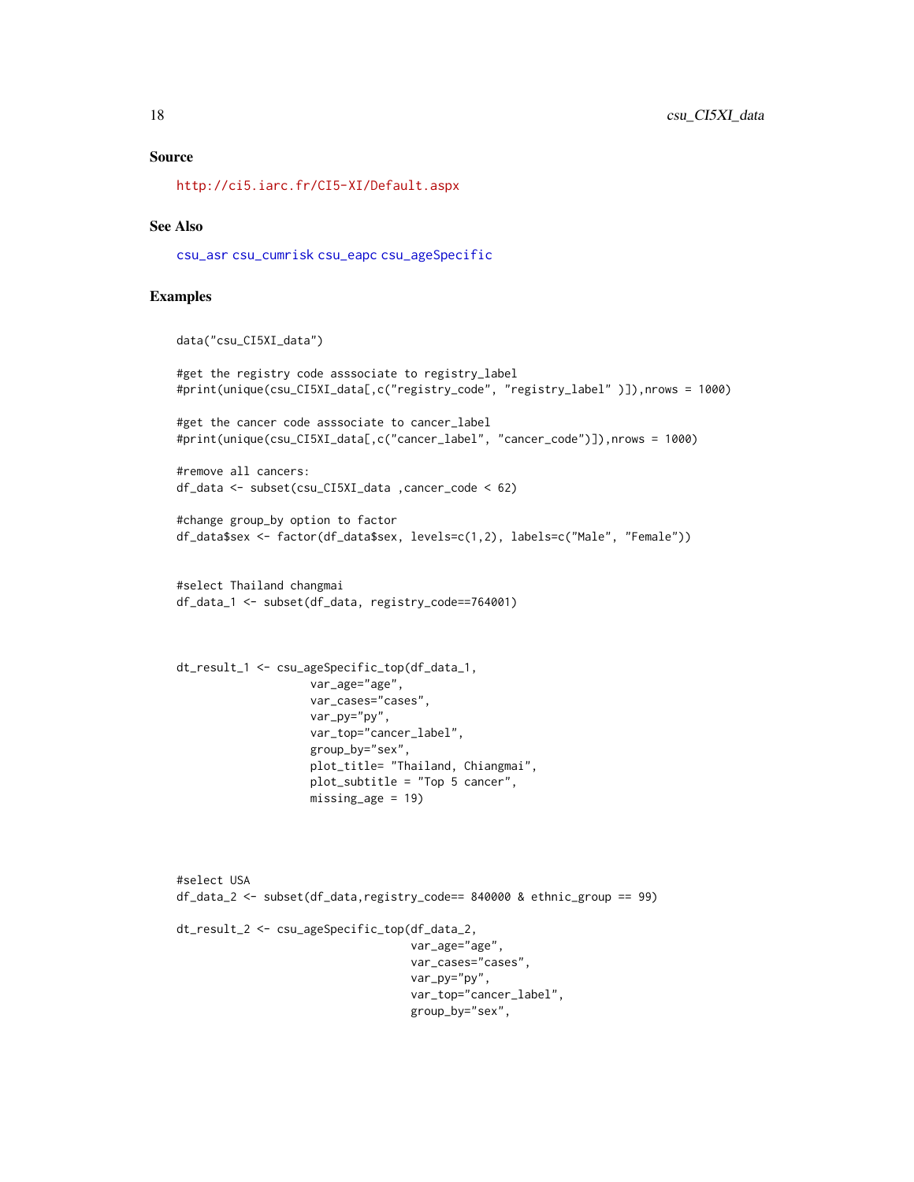## Source

http://ci5.iarc.fr/CI5-XI/Default.aspx

## See Also

csu_asr csu_cumrisk csu_eapc csu_ageSpecific

## Examples

```
data("csu_CI5XI_data")

#get the registry code asssociate to registry_label
#print(unique(csu_CI5XI_data[,c("registry_code", "registry_label" )]),nrows = 1000)

#get the cancer code asssociate to cancer_label
#print(unique(csu_CI5XI_data[,c("cancer_label", "cancer_code")]),nrows = 1000)

#remove all cancers:
df_data <- subset(csu_CI5XI_data ,cancer_code < 62)

#change group_by option to factor
df_data$sex <- factor(df_data$sex, levels=c(1,2), labels=c("Male", "Female"))


#select Thailand changmai
df_data_1 <- subset(df_data, registry_code==764001)



dt_result_1 <- csu_ageSpecific_top(df_data_1,
                    var_age="age",
                    var_cases="cases",
                    var_py="py",
                    var_top="cancer_label",
                    group_by="sex",
                    plot_title= "Thailand, Chiangmai",
                    plot_subtitle = "Top 5 cancer",
                    missing_age = 19)




#select USA
df_data_2 <- subset(df_data,registry_code== 840000 & ethnic_group == 99)

dt_result_2 <- csu_ageSpecific_top(df_data_2,
                                  var_age="age",
                                  var_cases="cases",
                                  var_py="py",
                                  var_top="cancer_label",
                                  group_by="sex",
```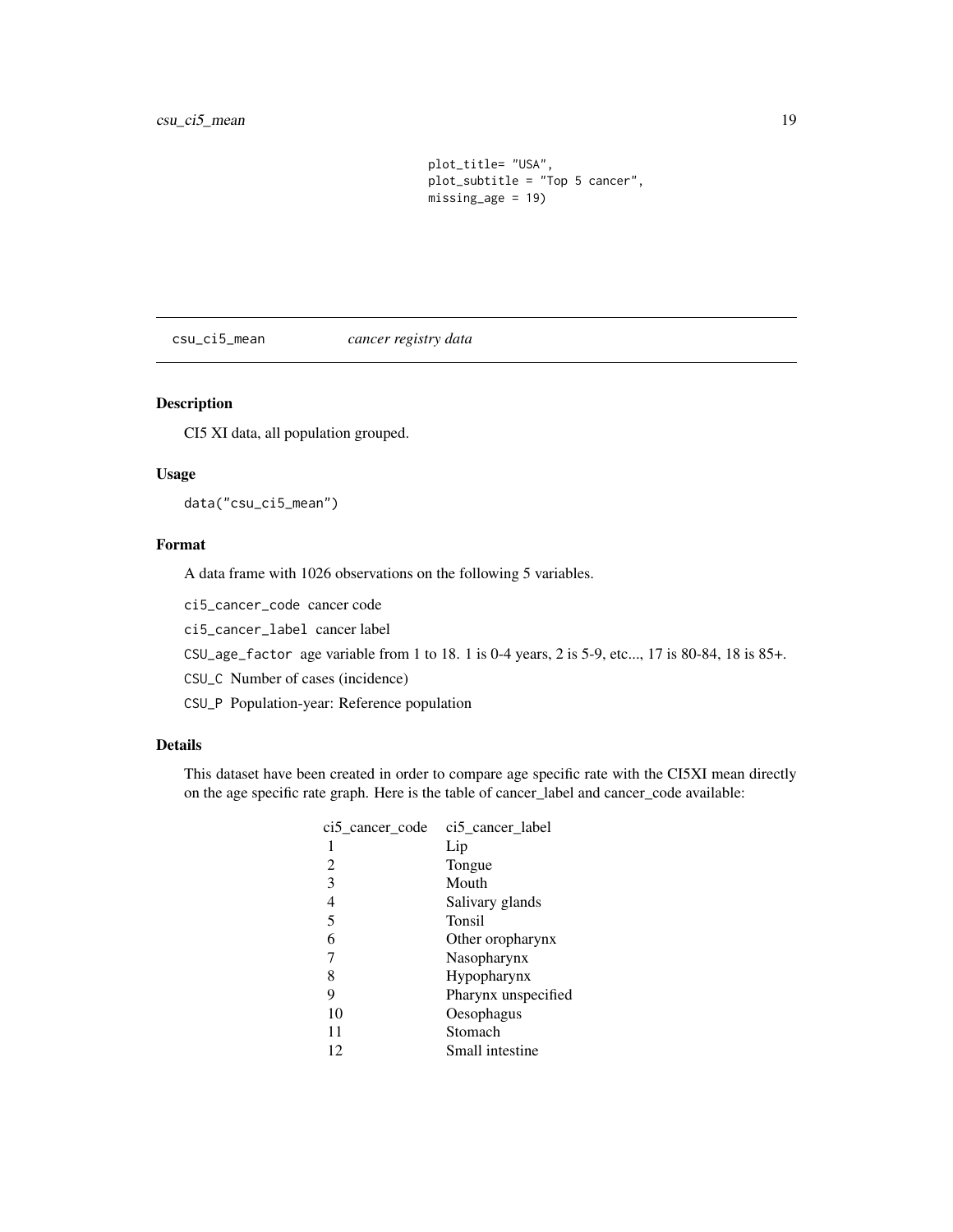```
                plot_title= "USA",
                plot_subtitle = "Top 5 cancer",
                missing_age = 19)
```

## csu_ci5_mean — *cancer registry data*

### Description

CI5 XI data, all population grouped.

### Usage

```
data("csu_ci5_mean")
```

### Format

A data frame with 1026 observations on the following 5 variables.

- `ci5_cancer_code` cancer code
- `ci5_cancer_label` cancer label
- `CSU_age_factor` age variable from 1 to 18. 1 is 0-4 years, 2 is 5-9, etc..., 17 is 80-84, 18 is 85+.
- `CSU_C` Number of cases (incidence)
- `CSU_P` Population-year: Reference population

### Details

This dataset have been created in order to compare age specific rate with the CI5XI mean directly on the age specific rate graph. Here is the table of cancer_label and cancer_code available:

| ci5_cancer_code | ci5_cancer_label |
|---|---|
| 1 | Lip |
| 2 | Tongue |
| 3 | Mouth |
| 4 | Salivary glands |
| 5 | Tonsil |
| 6 | Other oropharynx |
| 7 | Nasopharynx |
| 8 | Hypopharynx |
| 9 | Pharynx unspecified |
| 10 | Oesophagus |
| 11 | Stomach |
| 12 | Small intestine |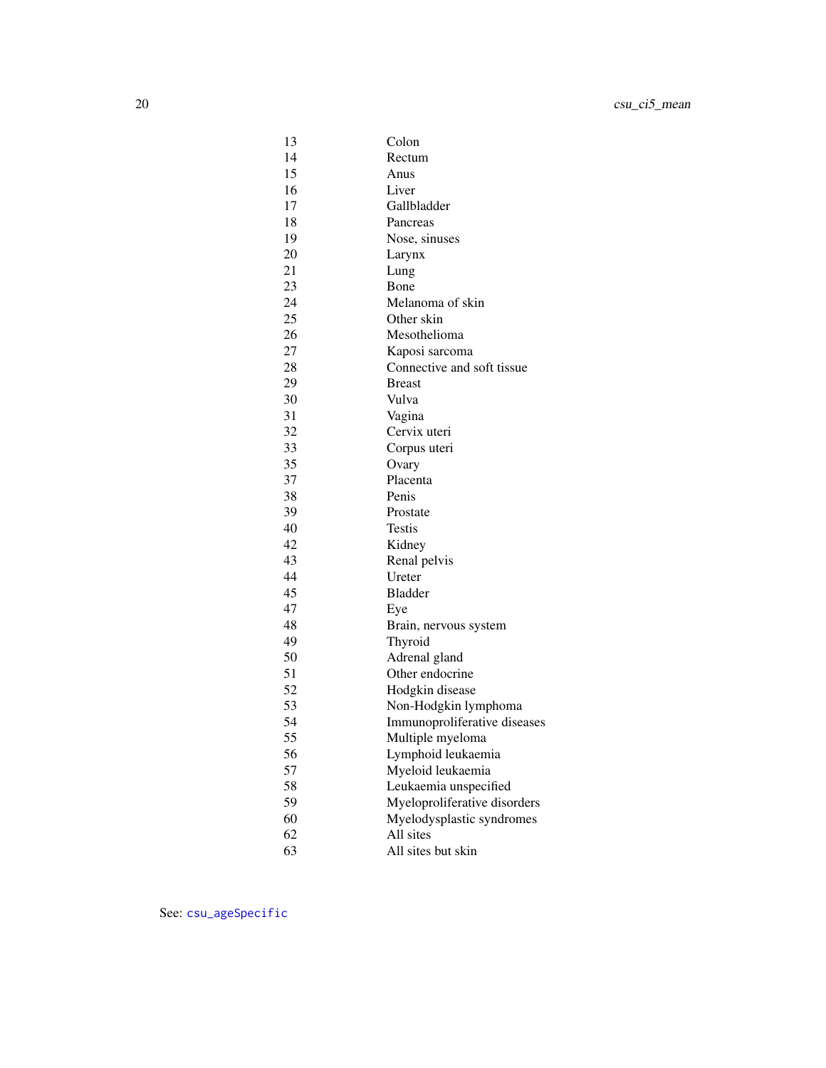| | |
|---|---|
| 13 | Colon |
| 14 | Rectum |
| 15 | Anus |
| 16 | Liver |
| 17 | Gallbladder |
| 18 | Pancreas |
| 19 | Nose, sinuses |
| 20 | Larynx |
| 21 | Lung |
| 23 | Bone |
| 24 | Melanoma of skin |
| 25 | Other skin |
| 26 | Mesothelioma |
| 27 | Kaposi sarcoma |
| 28 | Connective and soft tissue |
| 29 | Breast |
| 30 | Vulva |
| 31 | Vagina |
| 32 | Cervix uteri |
| 33 | Corpus uteri |
| 35 | Ovary |
| 37 | Placenta |
| 38 | Penis |
| 39 | Prostate |
| 40 | Testis |
| 42 | Kidney |
| 43 | Renal pelvis |
| 44 | Ureter |
| 45 | Bladder |
| 47 | Eye |
| 48 | Brain, nervous system |
| 49 | Thyroid |
| 50 | Adrenal gland |
| 51 | Other endocrine |
| 52 | Hodgkin disease |
| 53 | Non-Hodgkin lymphoma |
| 54 | Immunoproliferative diseases |
| 55 | Multiple myeloma |
| 56 | Lymphoid leukaemia |
| 57 | Myeloid leukaemia |
| 58 | Leukaemia unspecified |
| 59 | Myeloproliferative disorders |
| 60 | Myelodysplastic syndromes |
| 62 | All sites |
| 63 | All sites but skin |

See: `csu_ageSpecific`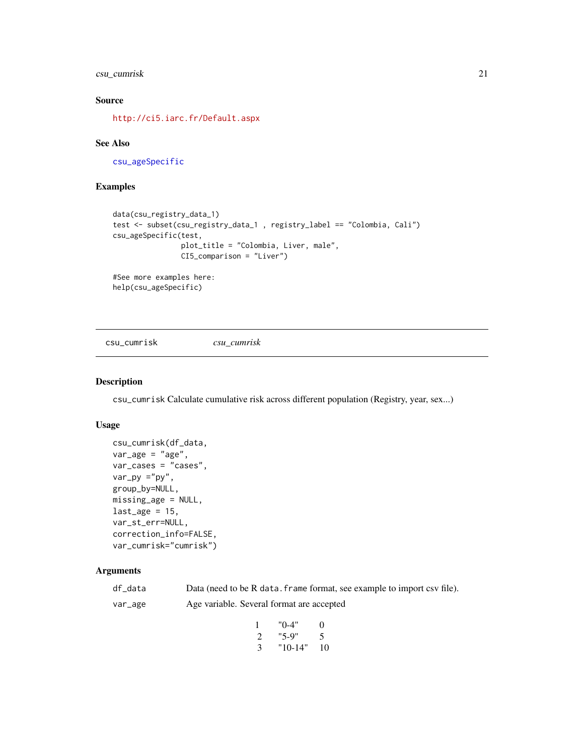## Source

http://ci5.iarc.fr/Default.aspx

## See Also

csu_ageSpecific

## Examples

```
data(csu_registry_data_1)
test <- subset(csu_registry_data_1 , registry_label == "Colombia, Cali")
csu_ageSpecific(test,
                plot_title = "Colombia, Liver, male",
                CI5_comparison = "Liver")

#See more examples here:
help(csu_ageSpecific)
```

---

# csu_cumrisk *csu_cumrisk*

## Description

csu_cumrisk Calculate cumulative risk across different population (Registry, year, sex...)

## Usage

```
csu_cumrisk(df_data,
var_age = "age",
var_cases = "cases",
var_py ="py",
group_by=NULL,
missing_age = NULL,
last_age = 15,
var_st_err=NULL,
correction_info=FALSE,
var_cumrisk="cumrisk")
```

## Arguments

**df_data** Data (need to be R data.frame format, see example to import csv file).

**var_age** Age variable. Several format are accepted

| | | |
|---|---|---|
| 1 | "0-4" | 0 |
| 2 | "5-9" | 5 |
| 3 | "10-14" | 10 |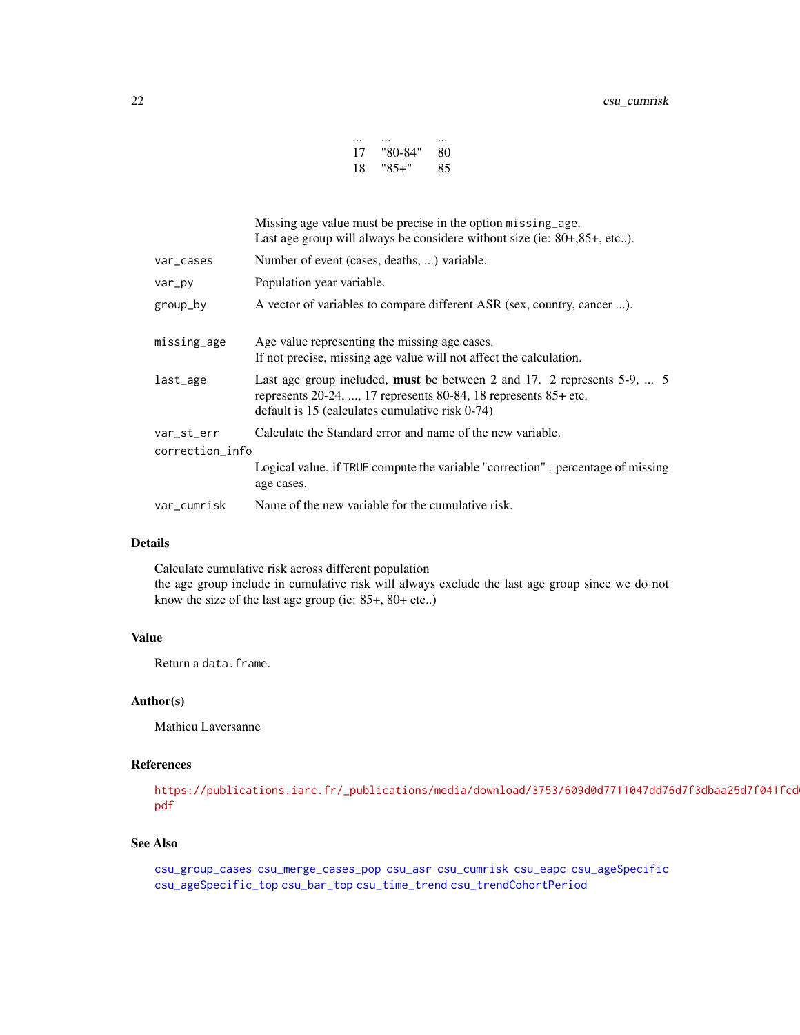| | | |
|---|---|---|
| ... | ... | ... |
| 17 | "80-84" | 80 |
| 18 | "85+" | 85 |

Missing age value must be precise in the option `missing_age`.
Last age group will always be considere without size (ie: 80+,85+, etc..).

`var_cases` Number of event (cases, deaths, ...) variable.

`var_py` Population year variable.

`group_by` A vector of variables to compare different ASR (sex, country, cancer ...).

`missing_age` Age value representing the missing age cases.
If not precise, missing age value will not affect the calculation.

`last_age` Last age group included, **must** be between 2 and 17. 2 represents 5-9, ... 5 represents 20-24, ..., 17 represents 80-84, 18 represents 85+ etc.
default is 15 (calculates cumulative risk 0-74)

`var_st_err` Calculate the Standard error and name of the new variable.

`correction_info` Logical value. if `TRUE` compute the variable "correction" : percentage of missing age cases.

`var_cumrisk` Name of the new variable for the cumulative risk.

## Details

Calculate cumulative risk across different population
the age group include in cumulative risk will always exclude the last age group since we do not know the size of the last age group (ie: 85+, 80+ etc..)

## Value

Return a `data.frame`.

## Author(s)

Mathieu Laversanne

## References

https://publications.iarc.fr/_publications/media/download/3753/609d0d7711047dd76d7f3dbaa25d7f041fcd pdf

## See Also

csu_group_cases csu_merge_cases_pop csu_asr csu_cumrisk csu_eapc csu_ageSpecific csu_ageSpecific_top csu_bar_top csu_time_trend csu_trendCohortPeriod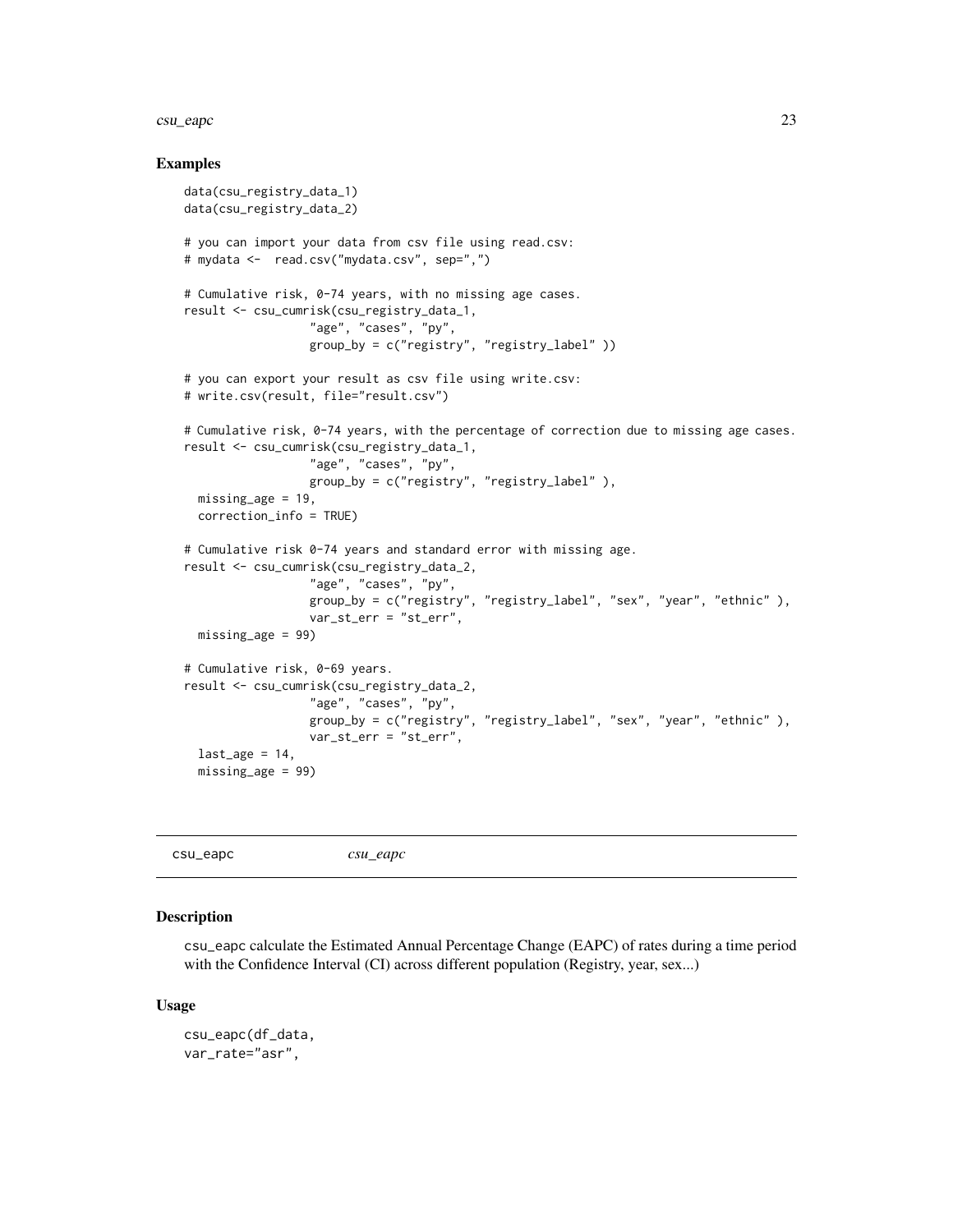### Examples

```
data(csu_registry_data_1)
data(csu_registry_data_2)

# you can import your data from csv file using read.csv:
# mydata <-  read.csv("mydata.csv", sep=",")

# Cumulative risk, 0-74 years, with no missing age cases.
result <- csu_cumrisk(csu_registry_data_1,
                  "age", "cases", "py",
                  group_by = c("registry", "registry_label" ))

# you can export your result as csv file using write.csv:
# write.csv(result, file="result.csv")

# Cumulative risk, 0-74 years, with the percentage of correction due to missing age cases.
result <- csu_cumrisk(csu_registry_data_1,
                  "age", "cases", "py",
                  group_by = c("registry", "registry_label" ),
  missing_age = 19,
  correction_info = TRUE)

# Cumulative risk 0-74 years and standard error with missing age.
result <- csu_cumrisk(csu_registry_data_2,
                  "age", "cases", "py",
                  group_by = c("registry", "registry_label", "sex", "year", "ethnic" ),
                  var_st_err = "st_err",
  missing_age = 99)

# Cumulative risk, 0-69 years.
result <- csu_cumrisk(csu_registry_data_2,
                  "age", "cases", "py",
                  group_by = c("registry", "registry_label", "sex", "year", "ethnic" ),
                  var_st_err = "st_err",
  last_age = 14,
  missing_age = 99)
```

---

## csu_eapc *csu_eapc*

### Description

csu_eapc calculate the Estimated Annual Percentage Change (EAPC) of rates during a time period with the Confidence Interval (CI) across different population (Registry, year, sex...)

### Usage

```
csu_eapc(df_data,
var_rate="asr",
```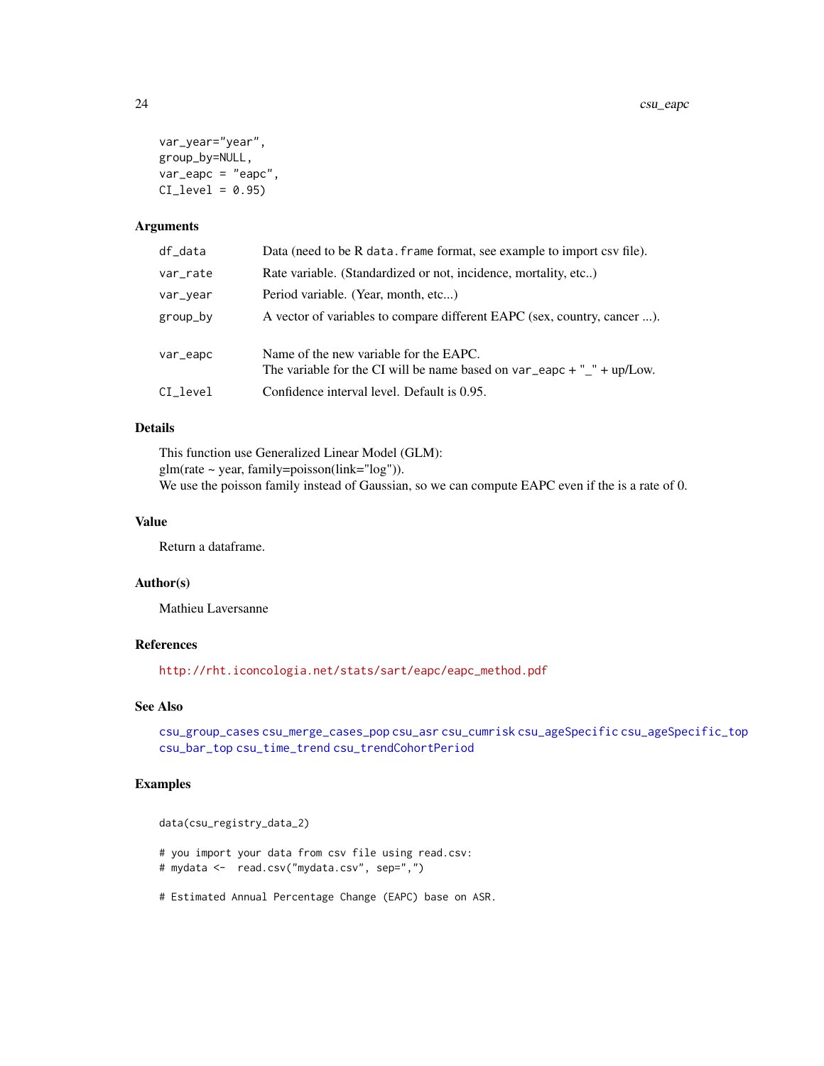```
var_year="year",
group_by=NULL,
var_eapc = "eapc",
CI_level = 0.95)
```

## Arguments

| | |
|---|---|
| df_data | Data (need to be R data.frame format, see example to import csv file). |
| var_rate | Rate variable. (Standardized or not, incidence, mortality, etc..) |
| var_year | Period variable. (Year, month, etc...) |
| group_by | A vector of variables to compare different EAPC (sex, country, cancer ...). |
| var_eapc | Name of the new variable for the EAPC. The variable for the CI will be name based on var_eapc + "_" + up/Low. |
| CI_level | Confidence interval level. Default is 0.95. |

## Details

This function use Generalized Linear Model (GLM):
glm(rate ~ year, family=poisson(link="log")).
We use the poisson family instead of Gaussian, so we can compute EAPC even if the is a rate of 0.

## Value

Return a dataframe.

## Author(s)

Mathieu Laversanne

## References

http://rht.iconcologia.net/stats/sart/eapc/eapc_method.pdf

## See Also

csu_group_cases csu_merge_cases_pop csu_asr csu_cumrisk csu_ageSpecific csu_ageSpecific_top csu_bar_top csu_time_trend csu_trendCohortPeriod

## Examples

```
data(csu_registry_data_2)

# you import your data from csv file using read.csv:
# mydata <-  read.csv("mydata.csv", sep=",")

# Estimated Annual Percentage Change (EAPC) base on ASR.
```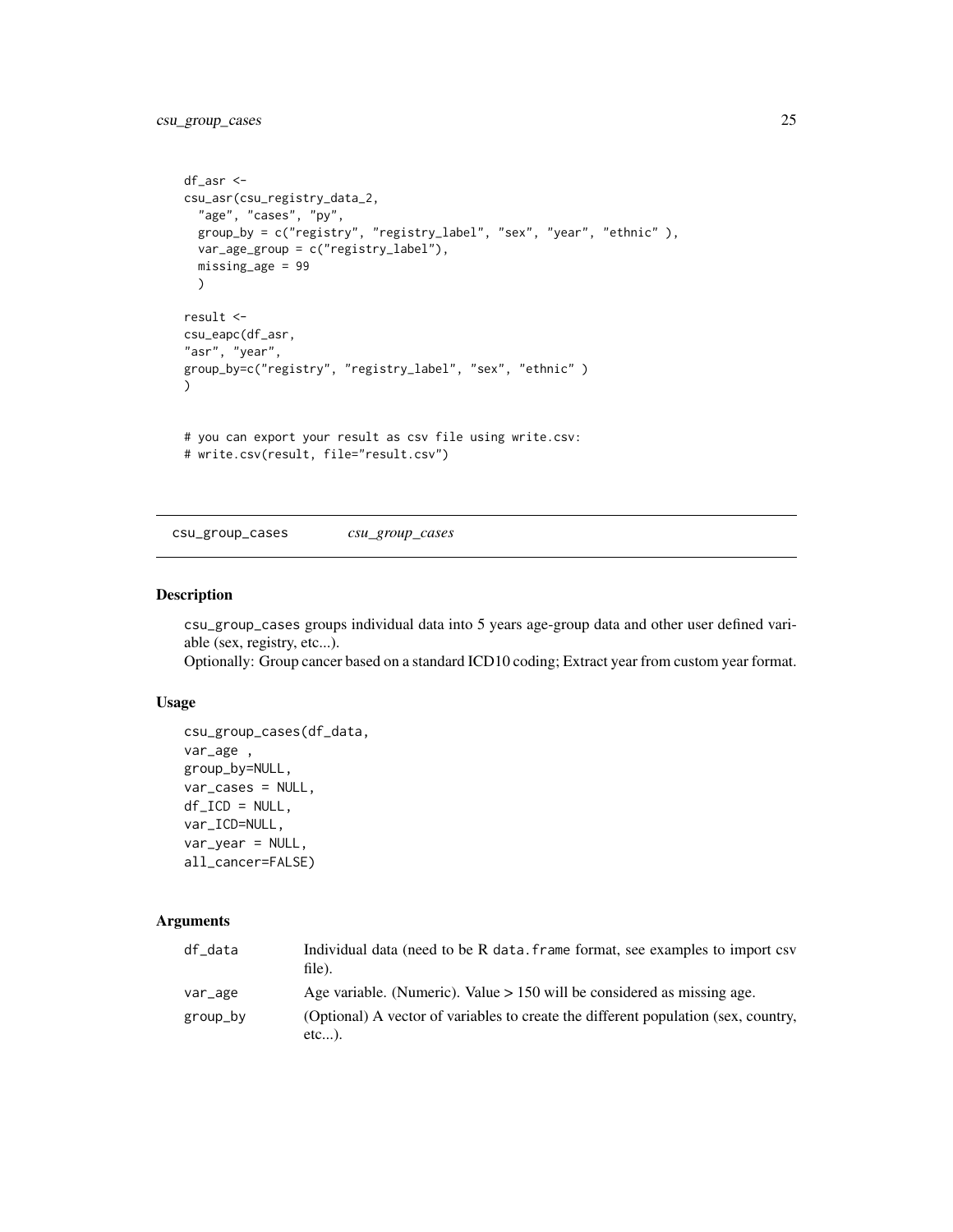```
df_asr <-
csu_asr(csu_registry_data_2,
  "age", "cases", "py",
  group_by = c("registry", "registry_label", "sex", "year", "ethnic" ),
  var_age_group = c("registry_label"),
  missing_age = 99
  )

result <-
csu_eapc(df_asr,
"asr", "year",
group_by=c("registry", "registry_label", "sex", "ethnic" )
)


# you can export your result as csv file using write.csv:
# write.csv(result, file="result.csv")
```

## csu_group_cases *csu_group_cases*

### Description

csu_group_cases groups individual data into 5 years age-group data and other user defined variable (sex, registry, etc...).
Optionally: Group cancer based on a standard ICD10 coding; Extract year from custom year format.

### Usage

```
csu_group_cases(df_data,
var_age ,
group_by=NULL,
var_cases = NULL,
df_ICD = NULL,
var_ICD=NULL,
var_year = NULL,
all_cancer=FALSE)
```

### Arguments

| | |
|---|---|
| df_data | Individual data (need to be R data.frame format, see examples to import csv file). |
| var_age | Age variable. (Numeric). Value > 150 will be considered as missing age. |
| group_by | (Optional) A vector of variables to create the different population (sex, country, etc...). |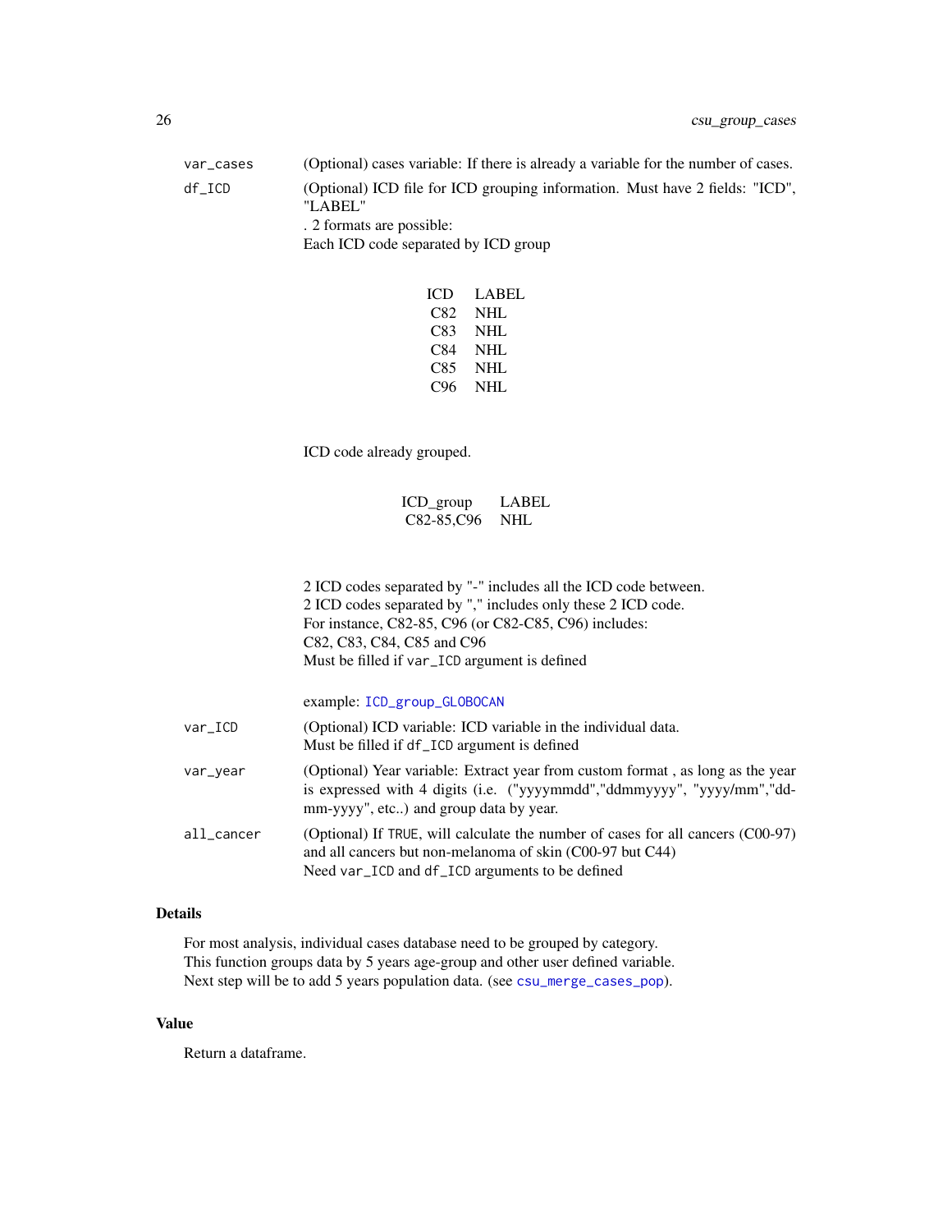`var_cases` (Optional) cases variable: If there is already a variable for the number of cases.

`df_ICD` (Optional) ICD file for ICD grouping information. Must have 2 fields: "ICD", "LABEL"
. 2 formats are possible:
Each ICD code separated by ICD group

| ICD | LABEL |
| --- | --- |
| C82 | NHL |
| C83 | NHL |
| C84 | NHL |
| C85 | NHL |
| C96 | NHL |

ICD code already grouped.

| ICD_group | LABEL |
| --- | --- |
| C82-85,C96 | NHL |

2 ICD codes separated by "-" includes all the ICD code between.
2 ICD codes separated by "," includes only these 2 ICD code.
For instance, C82-85, C96 (or C82-C85, C96) includes:
C82, C83, C84, C85 and C96
Must be filled if `var_ICD` argument is defined

example: `ICD_group_GLOBOCAN`

`var_ICD` (Optional) ICD variable: ICD variable in the individual data.
Must be filled if `df_ICD` argument is defined

`var_year` (Optional) Year variable: Extract year from custom format , as long as the year is expressed with 4 digits (i.e. ("yyyymmdd","ddmmyyyy", "yyyy/mm","dd-mm-yyyy", etc..) and group data by year.

`all_cancer` (Optional) If `TRUE`, will calculate the number of cases for all cancers (C00-97) and all cancers but non-melanoma of skin (C00-97 but C44)
Need `var_ICD` and `df_ICD` arguments to be defined

## Details

For most analysis, individual cases database need to be grouped by category.
This function groups data by 5 years age-group and other user defined variable.
Next step will be to add 5 years population data. (see `csu_merge_cases_pop`).

## Value

Return a dataframe.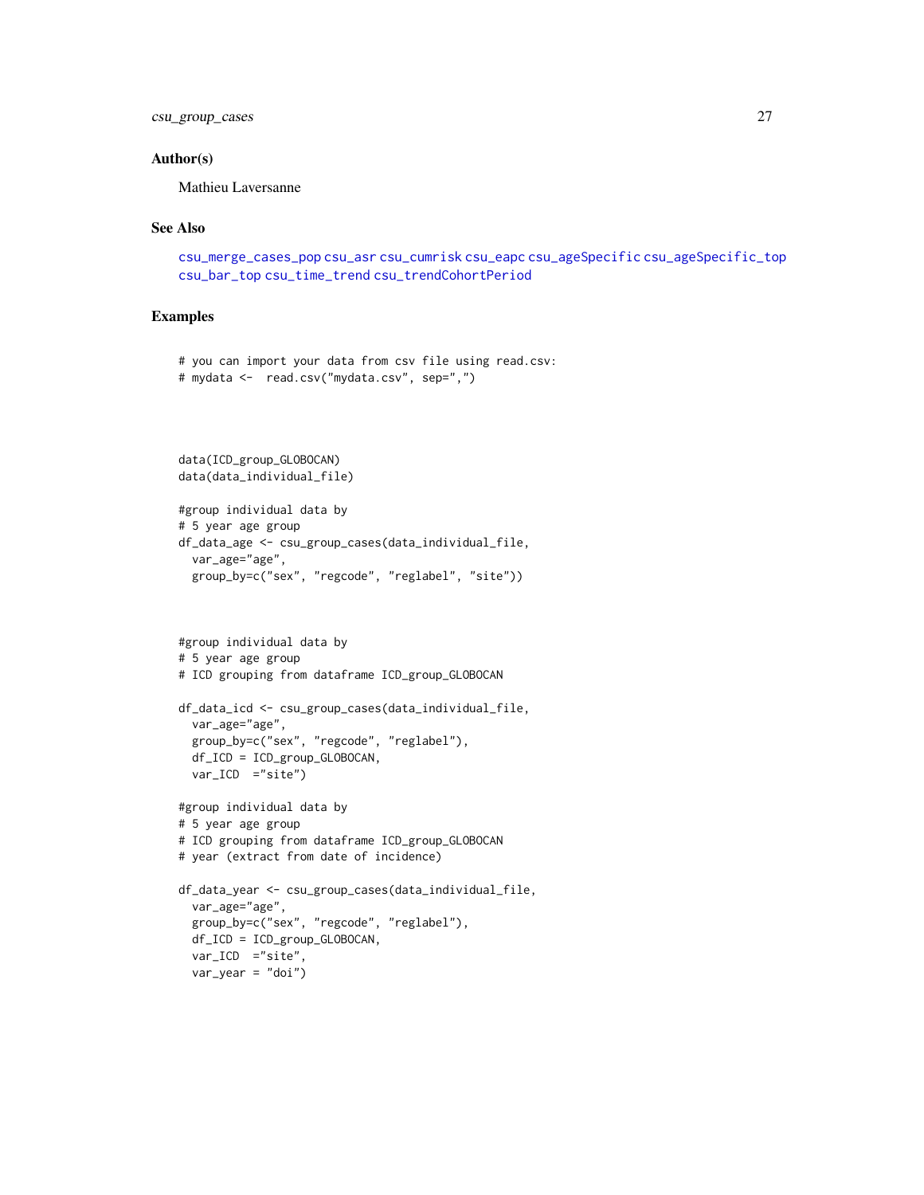### Author(s)

Mathieu Laversanne

### See Also

csu_merge_cases_pop csu_asr csu_cumrisk csu_eapc csu_ageSpecific csu_ageSpecific_top csu_bar_top csu_time_trend csu_trendCohortPeriod

### Examples

```
# you can import your data from csv file using read.csv:
# mydata <-  read.csv("mydata.csv", sep=",")



data(ICD_group_GLOBOCAN)
data(data_individual_file)

#group individual data by
# 5 year age group
df_data_age <- csu_group_cases(data_individual_file,
  var_age="age",
  group_by=c("sex", "regcode", "reglabel", "site"))



#group individual data by
# 5 year age group
# ICD grouping from dataframe ICD_group_GLOBOCAN

df_data_icd <- csu_group_cases(data_individual_file,
  var_age="age",
  group_by=c("sex", "regcode", "reglabel"),
  df_ICD = ICD_group_GLOBOCAN,
  var_ICD  ="site")

#group individual data by
# 5 year age group
# ICD grouping from dataframe ICD_group_GLOBOCAN
# year (extract from date of incidence)

df_data_year <- csu_group_cases(data_individual_file,
  var_age="age",
  group_by=c("sex", "regcode", "reglabel"),
  df_ICD = ICD_group_GLOBOCAN,
  var_ICD  ="site",
  var_year = "doi")
```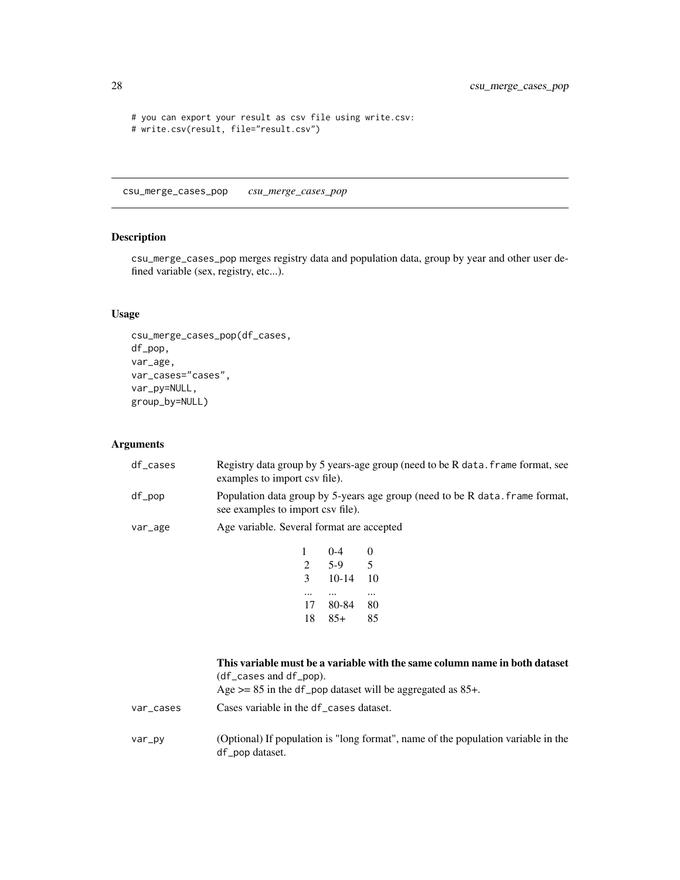```
# you can export your result as csv file using write.csv:
# write.csv(result, file="result.csv")
```

## csu_merge_cases_pop *csu_merge_cases_pop*

### Description

csu_merge_cases_pop merges registry data and population data, group by year and other user defined variable (sex, registry, etc...).

### Usage

```
csu_merge_cases_pop(df_cases,
df_pop,
var_age,
var_cases="cases",
var_py=NULL,
group_by=NULL)
```

### Arguments

**df_cases** Registry data group by 5 years-age group (need to be R data.frame format, see examples to import csv file).

**df_pop** Population data group by 5-years age group (need to be R data.frame format, see examples to import csv file).

**var_age** Age variable. Several format are accepted

| | | |
|---|---|---|
| 1 | 0-4 | 0 |
| 2 | 5-9 | 5 |
| 3 | 10-14 | 10 |
| ... | ... | ... |
| 17 | 80-84 | 80 |
| 18 | 85+ | 85 |

**This variable must be a variable with the same column name in both dataset** (df_cases and df_pop).
Age >= 85 in the df_pop dataset will be aggregated as 85+.

**var_cases** Cases variable in the df_cases dataset.

**var_py** (Optional) If population is "long format", name of the population variable in the df_pop dataset.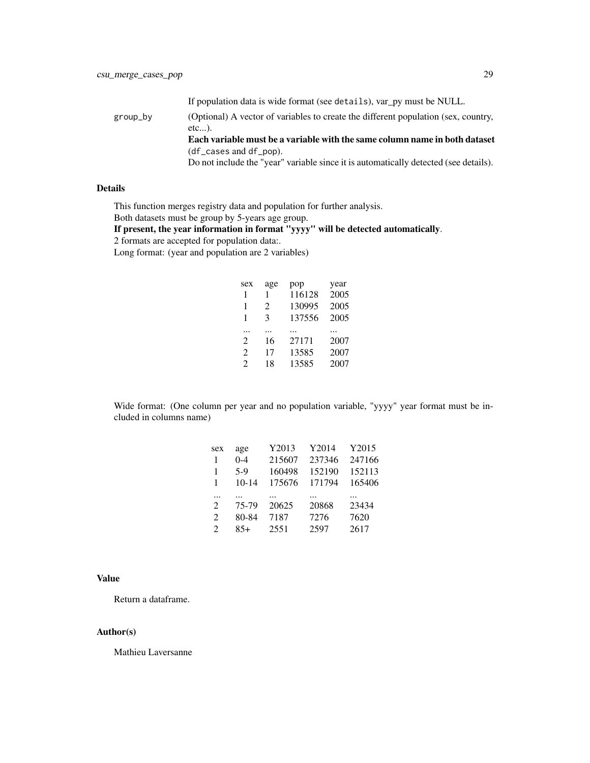If population data is wide format (see `details`), var_py must be NULL.

group_by
: (Optional) A vector of variables to create the different population (sex, country, etc...).
**Each variable must be a variable with the same column name in both dataset** (`df_cases` and `df_pop`).
Do not include the "year" variable since it is automatically detected (see details).

## Details

This function merges registry data and population for further analysis.
Both datasets must be group by 5-years age group.
**If present, the year information in format "yyyy" will be detected automatically**.
2 formats are accepted for population data:.
Long format: (year and population are 2 variables)

| sex | age | pop | year |
|---|---|---|---|
| 1 | 1 | 116128 | 2005 |
| 1 | 2 | 130995 | 2005 |
| 1 | 3 | 137556 | 2005 |
| ... | ... | ... | ... |
| 2 | 16 | 27171 | 2007 |
| 2 | 17 | 13585 | 2007 |
| 2 | 18 | 13585 | 2007 |

Wide format: (One column per year and no population variable, "yyyy" year format must be included in columns name)

| sex | age | Y2013 | Y2014 | Y2015 |
|---|---|---|---|---|
| 1 | 0-4 | 215607 | 237346 | 247166 |
| 1 | 5-9 | 160498 | 152190 | 152113 |
| 1 | 10-14 | 175676 | 171794 | 165406 |
| ... | ... | ... | ... | ... |
| 2 | 75-79 | 20625 | 20868 | 23434 |
| 2 | 80-84 | 7187 | 7276 | 7620 |
| 2 | 85+ | 2551 | 2597 | 2617 |

## Value

Return a dataframe.

## Author(s)

Mathieu Laversanne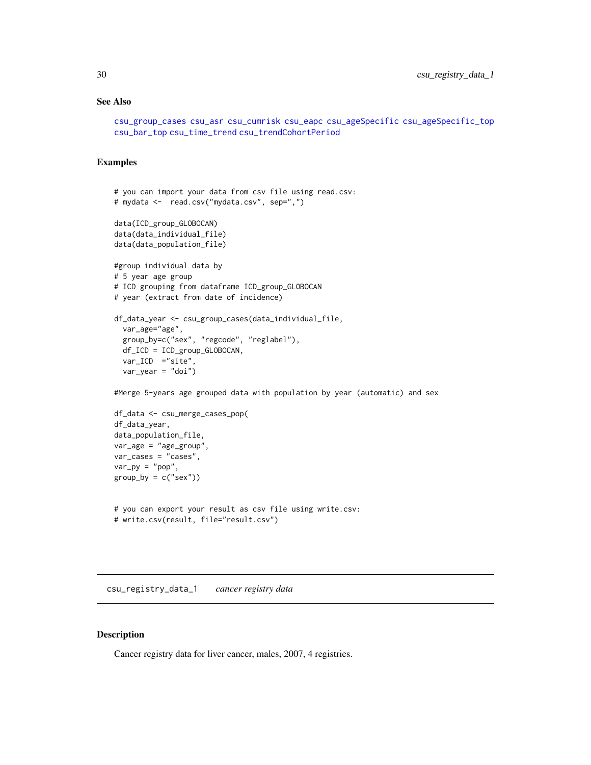## See Also

csu_group_cases csu_asr csu_cumrisk csu_eapc csu_ageSpecific csu_ageSpecific_top csu_bar_top csu_time_trend csu_trendCohortPeriod

## Examples

```
# you can import your data from csv file using read.csv:
# mydata <-  read.csv("mydata.csv", sep=",")

data(ICD_group_GLOBOCAN)
data(data_individual_file)
data(data_population_file)

#group individual data by
# 5 year age group
# ICD grouping from dataframe ICD_group_GLOBOCAN
# year (extract from date of incidence)

df_data_year <- csu_group_cases(data_individual_file,
  var_age="age",
  group_by=c("sex", "regcode", "reglabel"),
  df_ICD = ICD_group_GLOBOCAN,
  var_ICD  ="site",
  var_year = "doi")

#Merge 5-years age grouped data with population by year (automatic) and sex

df_data <- csu_merge_cases_pop(
df_data_year,
data_population_file,
var_age = "age_group",
var_cases = "cases",
var_py = "pop",
group_by = c("sex"))


# you can export your result as csv file using write.csv:
# write.csv(result, file="result.csv")
```

---

# csu_registry_data_1 *cancer registry data*

## Description

Cancer registry data for liver cancer, males, 2007, 4 registries.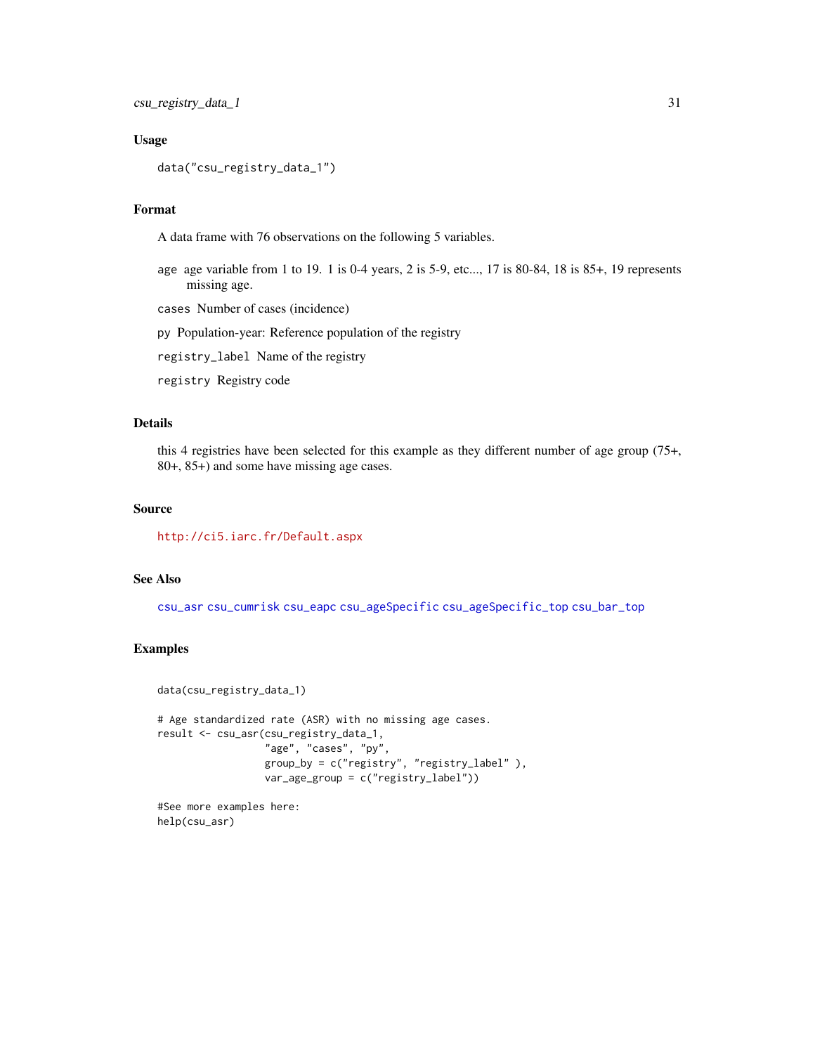### Usage

```
data("csu_registry_data_1")
```

### Format

A data frame with 76 observations on the following 5 variables.

- `age` age variable from 1 to 19. 1 is 0-4 years, 2 is 5-9, etc..., 17 is 80-84, 18 is 85+, 19 represents missing age.
- `cases` Number of cases (incidence)
- `py` Population-year: Reference population of the registry
- `registry_label` Name of the registry
- `registry` Registry code

### Details

this 4 registries have been selected for this example as they different number of age group (75+, 80+, 85+) and some have missing age cases.

### Source

http://ci5.iarc.fr/Default.aspx

### See Also

csu_asr csu_cumrisk csu_eapc csu_ageSpecific csu_ageSpecific_top csu_bar_top

### Examples

```
data(csu_registry_data_1)

# Age standardized rate (ASR) with no missing age cases.
result <- csu_asr(csu_registry_data_1,
                  "age", "cases", "py",
                  group_by = c("registry", "registry_label" ),
                  var_age_group = c("registry_label"))

#See more examples here:
help(csu_asr)
```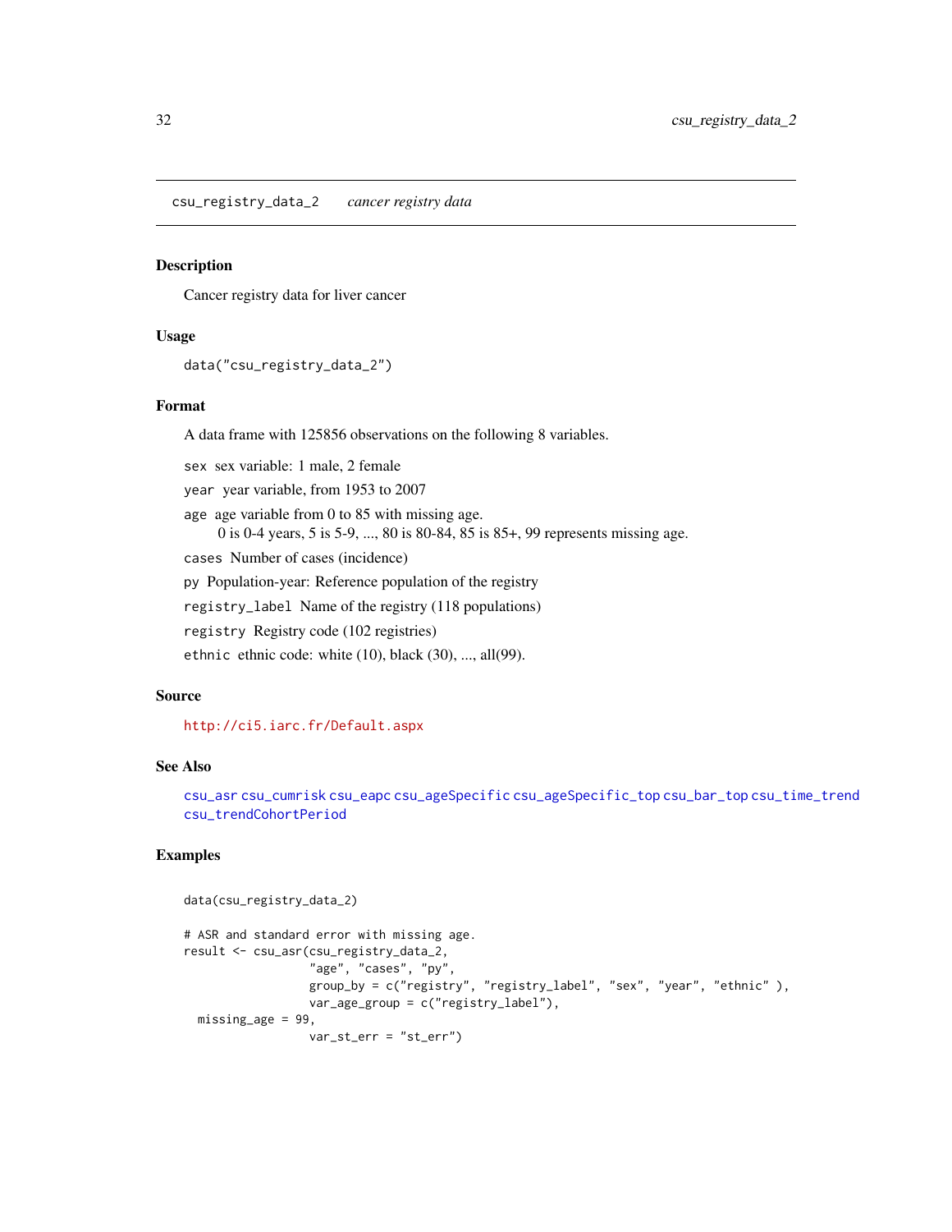csu_registry_data_2 *cancer registry data*

## Description

Cancer registry data for liver cancer

## Usage

```
data("csu_registry_data_2")
```

## Format

A data frame with 125856 observations on the following 8 variables.

`sex` sex variable: 1 male, 2 female

`year` year variable, from 1953 to 2007

`age` age variable from 0 to 85 with missing age.
0 is 0-4 years, 5 is 5-9, ..., 80 is 80-84, 85 is 85+, 99 represents missing age.

`cases` Number of cases (incidence)

`py` Population-year: Reference population of the registry

`registry_label` Name of the registry (118 populations)

`registry` Registry code (102 registries)

`ethnic` ethnic code: white (10), black (30), ..., all(99).

## Source

http://ci5.iarc.fr/Default.aspx

## See Also

csu_asr csu_cumrisk csu_eapc csu_ageSpecific csu_ageSpecific_top csu_bar_top csu_time_trend csu_trendCohortPeriod

## Examples

```
data(csu_registry_data_2)

# ASR and standard error with missing age.
result <- csu_asr(csu_registry_data_2,
                  "age", "cases", "py",
                  group_by = c("registry", "registry_label", "sex", "year", "ethnic" ),
                  var_age_group = c("registry_label"),
  missing_age = 99,
                  var_st_err = "st_err")
```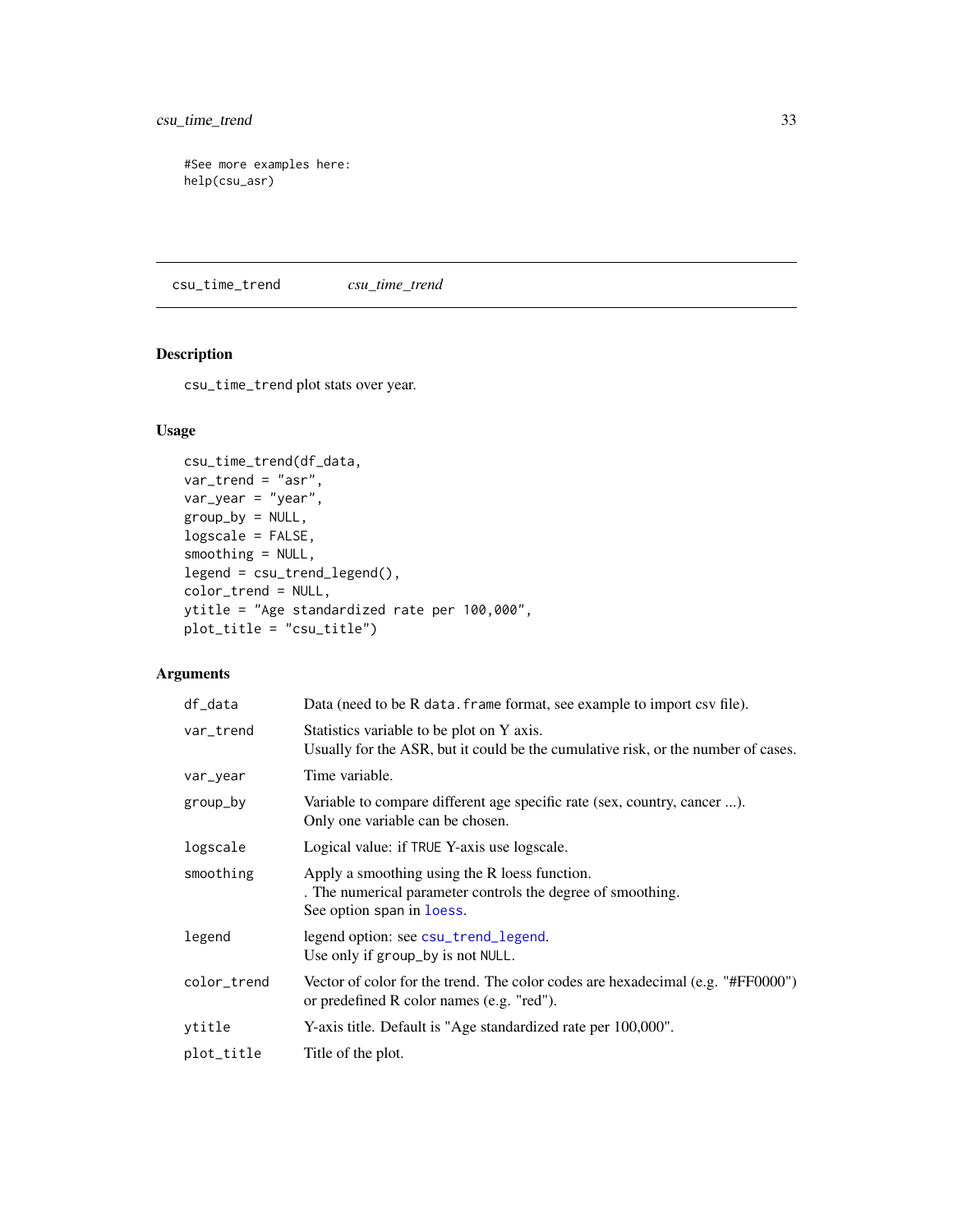```
#See more examples here:
help(csu_asr)
```

---

csu_time_trend *csu_time_trend*

---

## Description

`csu_time_trend` plot stats over year.

## Usage

```
csu_time_trend(df_data,
var_trend = "asr",
var_year = "year",
group_by = NULL,
logscale = FALSE,
smoothing = NULL,
legend = csu_trend_legend(),
color_trend = NULL,
ytitle = "Age standardized rate per 100,000",
plot_title = "csu_title")
```

## Arguments

| Argument | Description |
| --- | --- |
| `df_data` | Data (need to be R `data.frame` format, see example to import csv file). |
| `var_trend` | Statistics variable to be plot on Y axis.<br>Usually for the ASR, but it could be the cumulative risk, or the number of cases. |
| `var_year` | Time variable. |
| `group_by` | Variable to compare different age specific rate (sex, country, cancer ...).<br>Only one variable can be chosen. |
| `logscale` | Logical value: if `TRUE` Y-axis use logscale. |
| `smoothing` | Apply a smoothing using the R loess function.<br>. The numerical parameter controls the degree of smoothing.<br>See option span in `loess`. |
| `legend` | legend option: see `csu_trend_legend`.<br>Use only if `group_by` is not `NULL`. |
| `color_trend` | Vector of color for the trend. The color codes are hexadecimal (e.g. "#FF0000") or predefined R color names (e.g. "red"). |
| `ytitle` | Y-axis title. Default is "Age standardized rate per 100,000". |
| `plot_title` | Title of the plot. |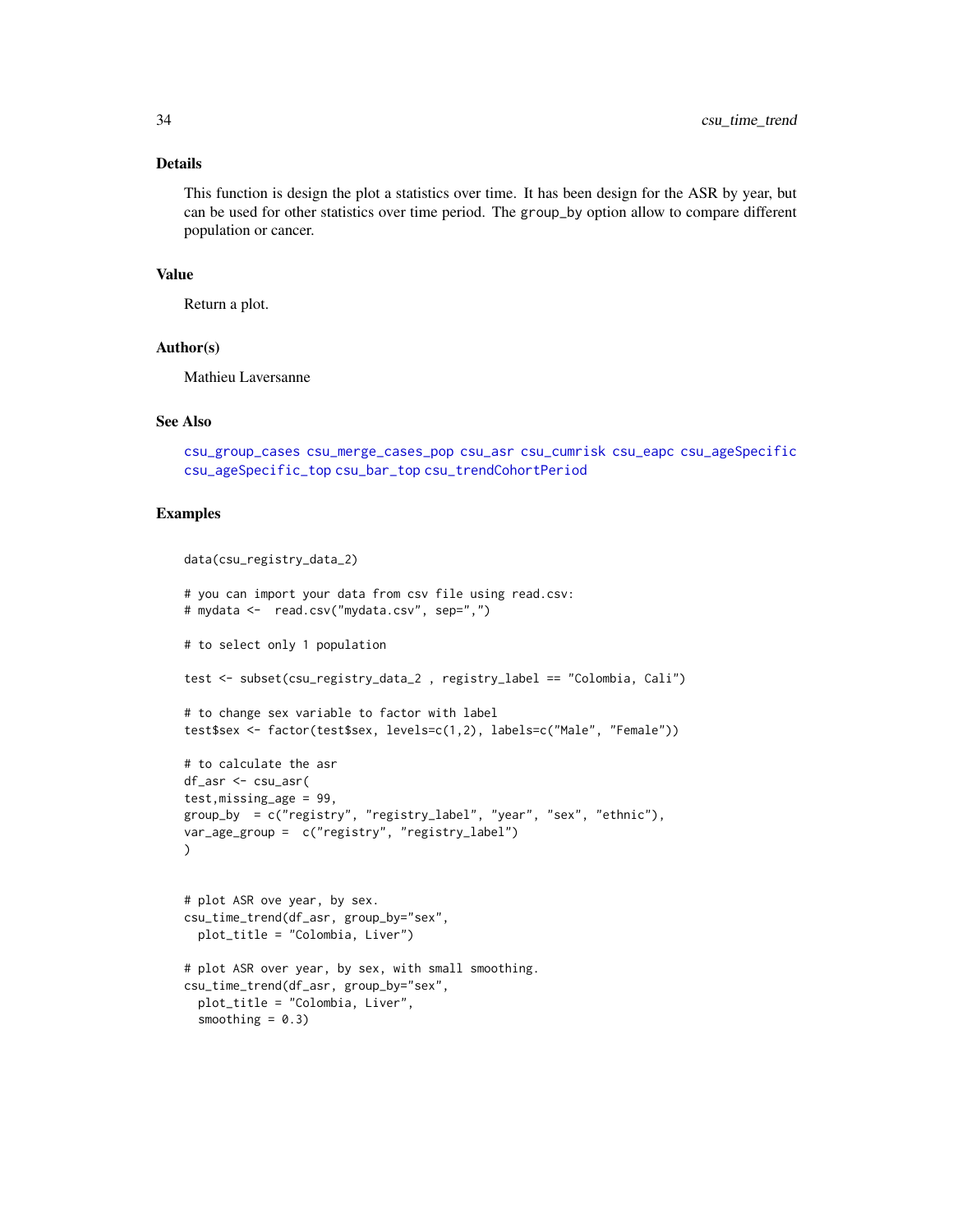## Details

This function is design the plot a statistics over time. It has been design for the ASR by year, but can be used for other statistics over time period. The `group_by` option allow to compare different population or cancer.

## Value

Return a plot.

## Author(s)

Mathieu Laversanne

## See Also

csu_group_cases csu_merge_cases_pop csu_asr csu_cumrisk csu_eapc csu_ageSpecific csu_ageSpecific_top csu_bar_top csu_trendCohortPeriod

## Examples

```
data(csu_registry_data_2)

# you can import your data from csv file using read.csv:
# mydata <-  read.csv("mydata.csv", sep=",")

# to select only 1 population

test <- subset(csu_registry_data_2 , registry_label == "Colombia, Cali")

# to change sex variable to factor with label
test$sex <- factor(test$sex, levels=c(1,2), labels=c("Male", "Female"))

# to calculate the asr
df_asr <- csu_asr(
test,missing_age = 99,
group_by  = c("registry", "registry_label", "year", "sex", "ethnic"),
var_age_group =  c("registry", "registry_label")
)


# plot ASR ove year, by sex.
csu_time_trend(df_asr, group_by="sex",
  plot_title = "Colombia, Liver")

# plot ASR over year, by sex, with small smoothing.
csu_time_trend(df_asr, group_by="sex",
  plot_title = "Colombia, Liver",
  smoothing = 0.3)
```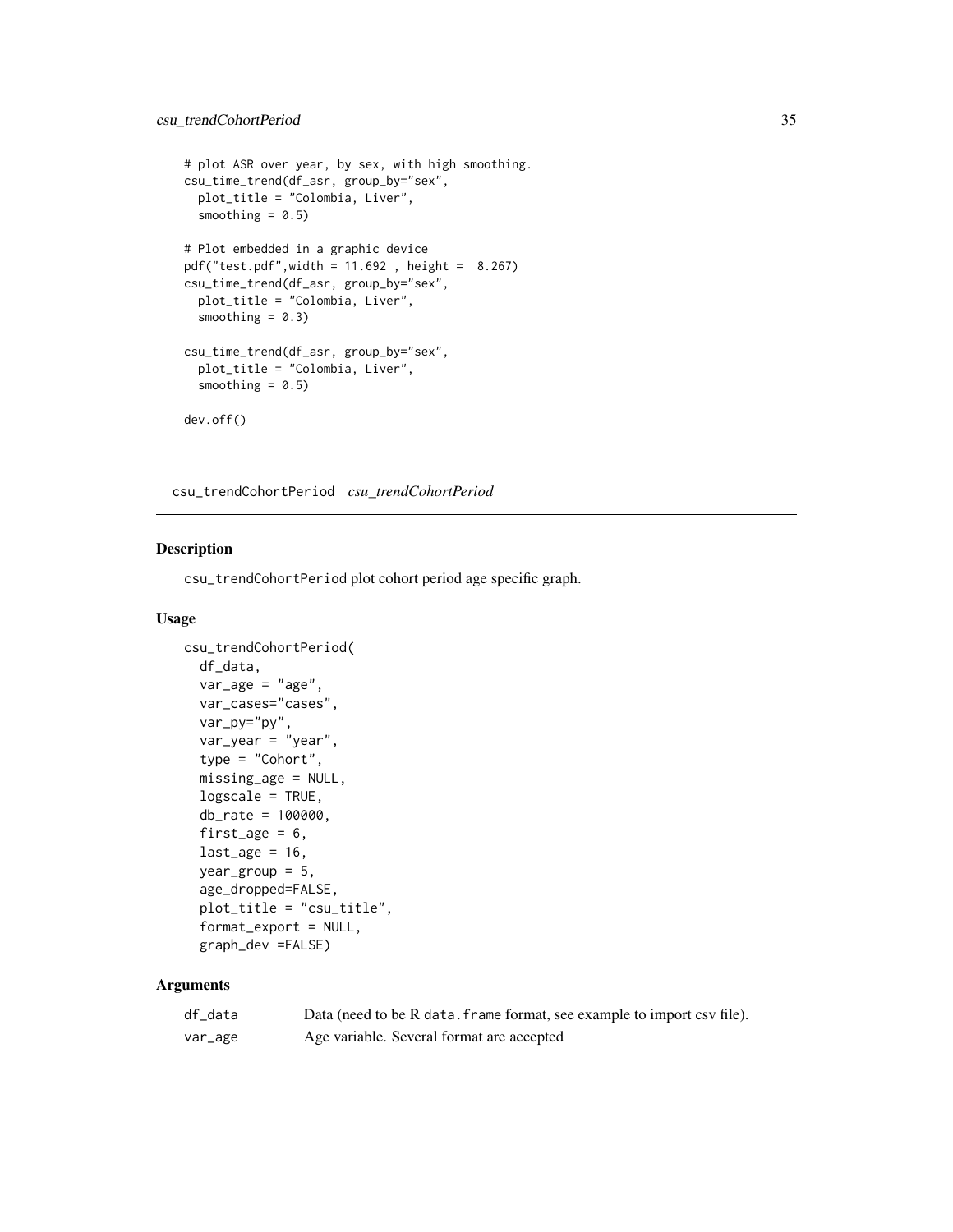```r
# plot ASR over year, by sex, with high smoothing.
csu_time_trend(df_asr, group_by="sex",
  plot_title = "Colombia, Liver",
  smoothing = 0.5)

# Plot embedded in a graphic device
pdf("test.pdf",width = 11.692 , height =  8.267)
csu_time_trend(df_asr, group_by="sex",
  plot_title = "Colombia, Liver",
  smoothing = 0.3)

csu_time_trend(df_asr, group_by="sex",
  plot_title = "Colombia, Liver",
  smoothing = 0.5)

dev.off()
```

---

## csu_trendCohortPeriod *csu_trendCohortPeriod*

---

### Description

csu_trendCohortPeriod plot cohort period age specific graph.

### Usage

```r
csu_trendCohortPeriod(
  df_data,
  var_age = "age",
  var_cases="cases",
  var_py="py",
  var_year = "year",
  type = "Cohort",
  missing_age = NULL,
  logscale = TRUE,
  db_rate = 100000,
  first_age = 6,
  last_age = 16,
  year_group = 5,
  age_dropped=FALSE,
  plot_title = "csu_title",
  format_export = NULL,
  graph_dev =FALSE)
```

### Arguments

| | |
|---|---|
| df_data | Data (need to be R data.frame format, see example to import csv file). |
| var_age | Age variable. Several format are accepted |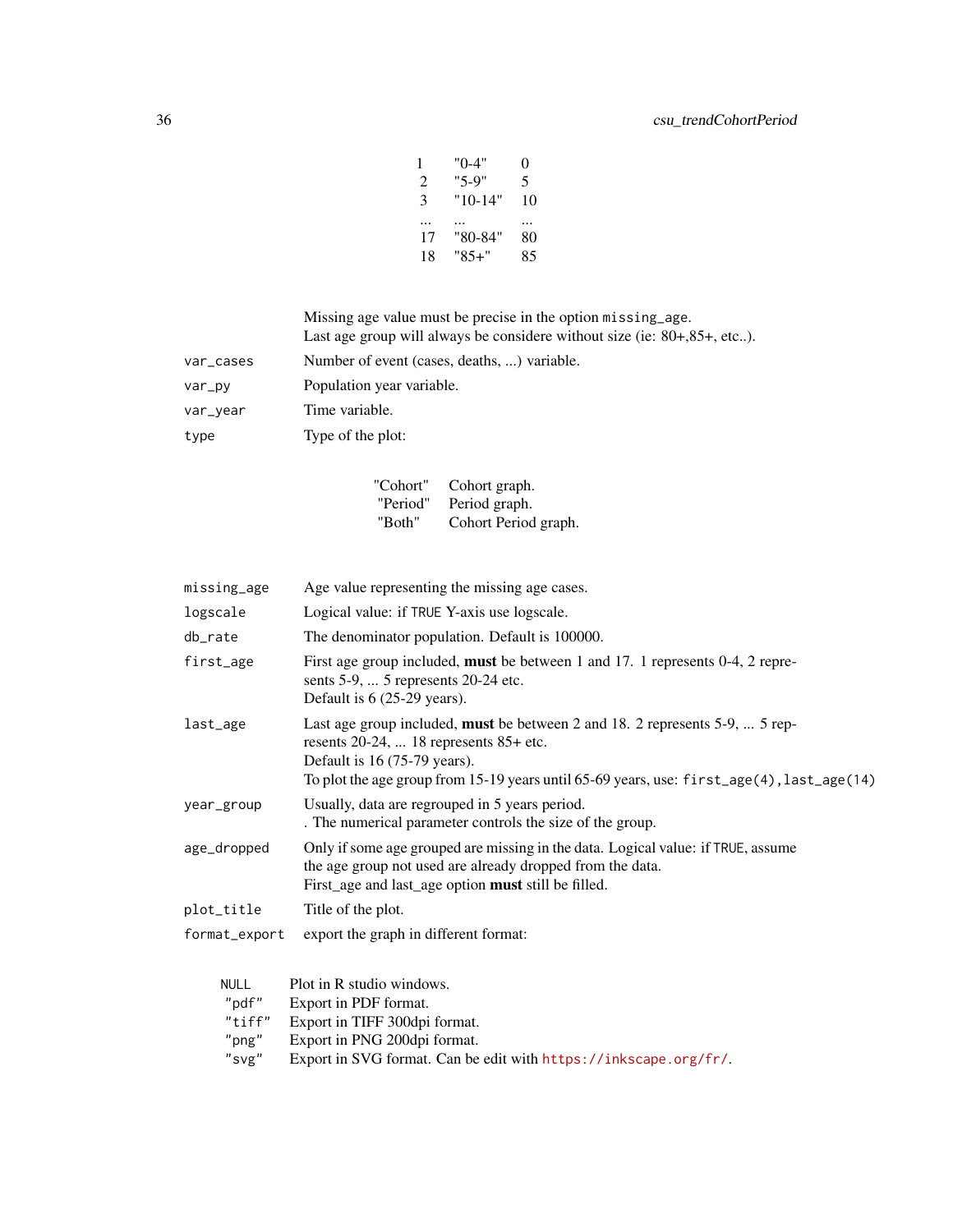| | | |
|---|---|---|
| 1 | "0-4" | 0 |
| 2 | "5-9" | 5 |
| 3 | "10-14" | 10 |
| ... | ... | ... |
| 17 | "80-84" | 80 |
| 18 | "85+" | 85 |

Missing age value must be precise in the option `missing_age`.
Last age group will always be considere without size (ie: 80+,85+, etc..).

`var_cases` Number of event (cases, deaths, ...) variable.

`var_py` Population year variable.

`var_year` Time variable.

`type` Type of the plot:

| | |
|---|---|
| "Cohort" | Cohort graph. |
| "Period" | Period graph. |
| "Both" | Cohort Period graph. |

`missing_age` Age value representing the missing age cases.

`logscale` Logical value: if `TRUE` Y-axis use logscale.

`db_rate` The denominator population. Default is 100000.

`first_age` First age group included, **must** be between 1 and 17. 1 represents 0-4, 2 represents 5-9, ... 5 represents 20-24 etc.
Default is 6 (25-29 years).

`last_age` Last age group included, **must** be between 2 and 18. 2 represents 5-9, ... 5 represents 20-24, ... 18 represents 85+ etc.
Default is 16 (75-79 years).
To plot the age group from 15-19 years until 65-69 years, use: `first_age(4),last_age(14)`

`year_group` Usually, data are regrouped in 5 years period.
. The numerical parameter controls the size of the group.

`age_dropped` Only if some age grouped are missing in the data. Logical value: if `TRUE`, assume the age group not used are already dropped from the data.
First_age and last_age option **must** still be filled.

`plot_title` Title of the plot.

`format_export` export the graph in different format:

| | |
|---|---|
| `NULL` | Plot in R studio windows. |
| `"pdf"` | Export in PDF format. |
| `"tiff"` | Export in TIFF 300dpi format. |
| `"png"` | Export in PNG 200dpi format. |
| `"svg"` | Export in SVG format. Can be edit with https://inkscape.org/fr/. |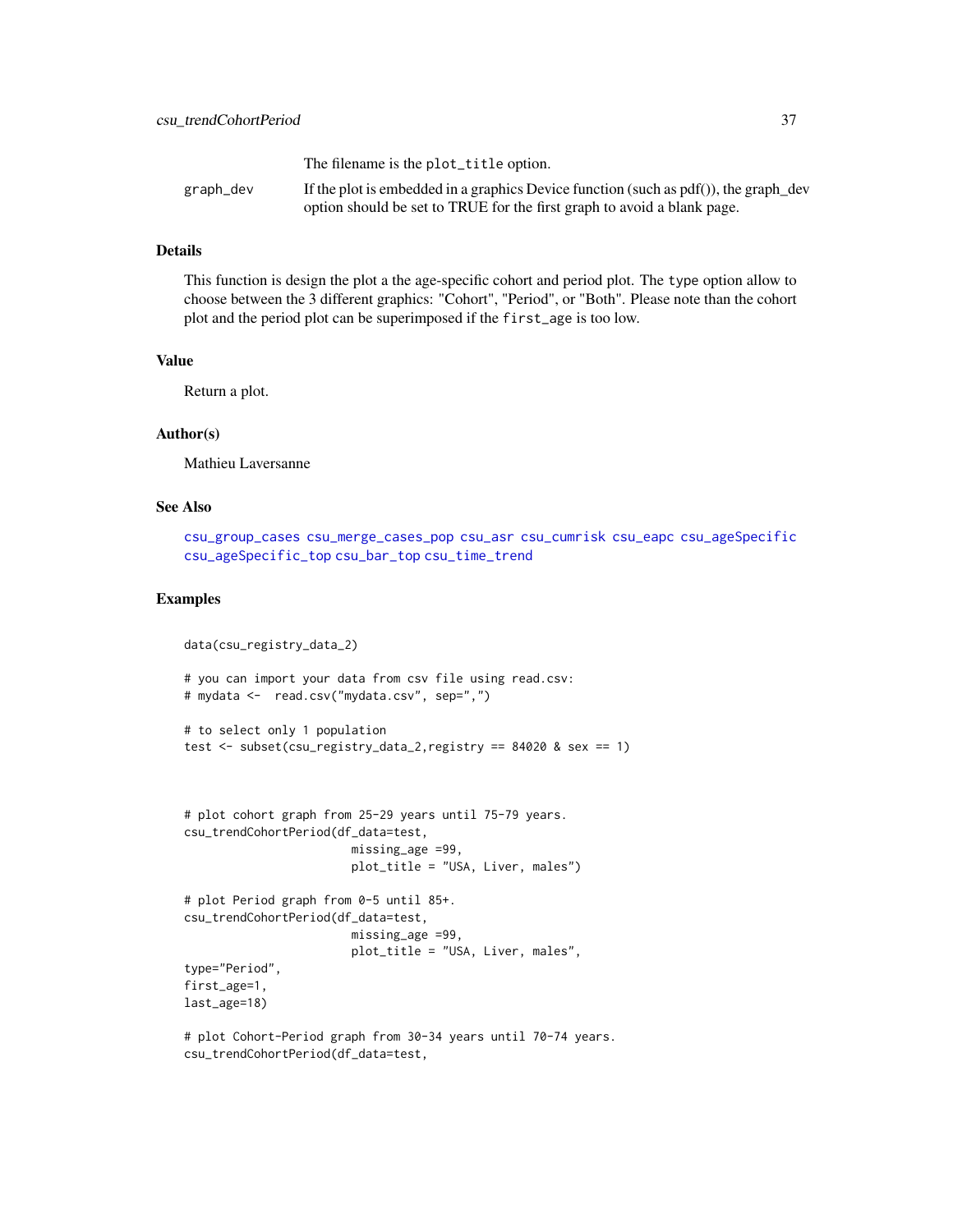The filename is the plot_title option.

graph_dev — If the plot is embedded in a graphics Device function (such as pdf()), the graph_dev option should be set to TRUE for the first graph to avoid a blank page.

### Details

This function is design the plot a the age-specific cohort and period plot. The type option allow to choose between the 3 different graphics: "Cohort", "Period", or "Both". Please note than the cohort plot and the period plot can be superimposed if the first_age is too low.

### Value

Return a plot.

### Author(s)

Mathieu Laversanne

### See Also

csu_group_cases csu_merge_cases_pop csu_asr csu_cumrisk csu_eapc csu_ageSpecific csu_ageSpecific_top csu_bar_top csu_time_trend

### Examples

```
data(csu_registry_data_2)

# you can import your data from csv file using read.csv:
# mydata <-  read.csv("mydata.csv", sep=",")

# to select only 1 population
test <- subset(csu_registry_data_2,registry == 84020 & sex == 1)



# plot cohort graph from 25-29 years until 75-79 years.
csu_trendCohortPeriod(df_data=test,
                        missing_age =99,
                        plot_title = "USA, Liver, males")

# plot Period graph from 0-5 until 85+.
csu_trendCohortPeriod(df_data=test,
                        missing_age =99,
                        plot_title = "USA, Liver, males",
type="Period",
first_age=1,
last_age=18)

# plot Cohort-Period graph from 30-34 years until 70-74 years.
csu_trendCohortPeriod(df_data=test,
```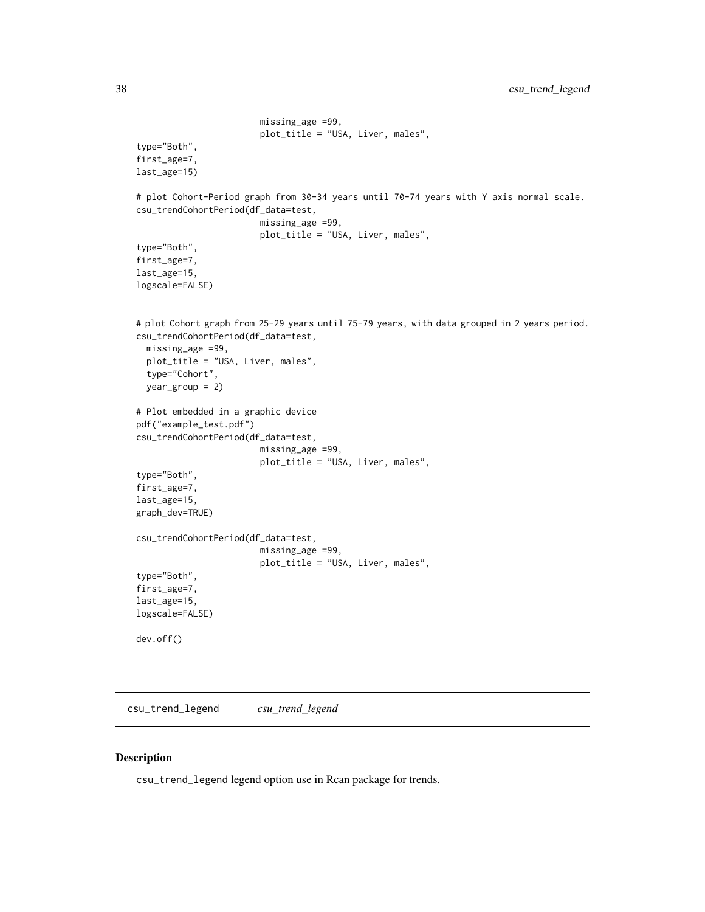```
                        missing_age =99,
                        plot_title = "USA, Liver, males",
type="Both",
first_age=7,
last_age=15)

# plot Cohort-Period graph from 30-34 years until 70-74 years with Y axis normal scale.
csu_trendCohortPeriod(df_data=test,
                        missing_age =99,
                        plot_title = "USA, Liver, males",
type="Both",
first_age=7,
last_age=15,
logscale=FALSE)


# plot Cohort graph from 25-29 years until 75-79 years, with data grouped in 2 years period.
csu_trendCohortPeriod(df_data=test,
  missing_age =99,
  plot_title = "USA, Liver, males",
  type="Cohort",
  year_group = 2)

# Plot embedded in a graphic device
pdf("example_test.pdf")
csu_trendCohortPeriod(df_data=test,
                        missing_age =99,
                        plot_title = "USA, Liver, males",
type="Both",
first_age=7,
last_age=15,
graph_dev=TRUE)

csu_trendCohortPeriod(df_data=test,
                        missing_age =99,
                        plot_title = "USA, Liver, males",
type="Both",
first_age=7,
last_age=15,
logscale=FALSE)

dev.off()
```

## csu_trend_legend *csu_trend_legend*

### Description

csu_trend_legend legend option use in Rcan package for trends.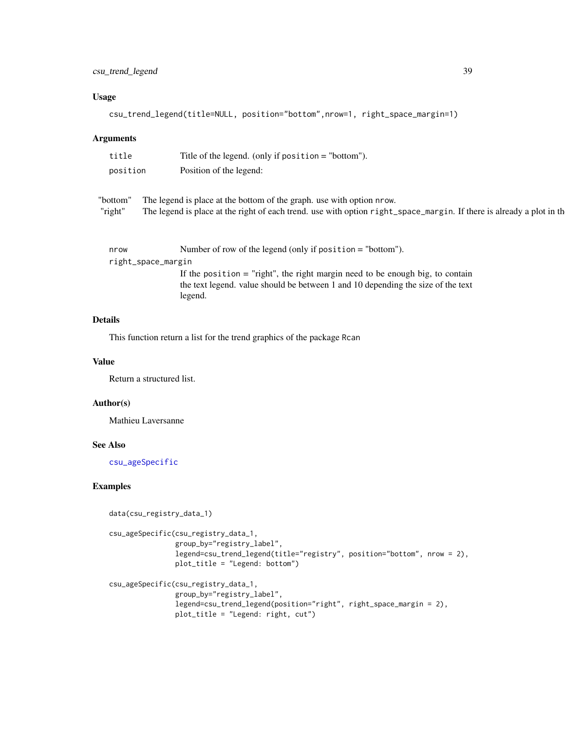## Usage

```
csu_trend_legend(title=NULL, position="bottom",nrow=1, right_space_margin=1)
```

## Arguments

- `title` Title of the legend. (only if `position` = "bottom").
- `position` Position of the legend:

  - "bottom" The legend is place at the bottom of the graph. use with option `nrow`.
  - "right" The legend is place at the right of each trend. use with option `right_space_margin`. If there is already a plot in th

- `nrow` Number of row of the legend (only if `position` = "bottom").
- `right_space_margin` If the `position` = "right", the right margin need to be enough big, to contain the text legend. value should be between 1 and 10 depending the size of the text legend.

## Details

This function return a list for the trend graphics of the package `Rcan`

## Value

Return a structured list.

## Author(s)

Mathieu Laversanne

## See Also

`csu_ageSpecific`

## Examples

```
data(csu_registry_data_1)

csu_ageSpecific(csu_registry_data_1,
                group_by="registry_label",
                legend=csu_trend_legend(title="registry", position="bottom", nrow = 2),
                plot_title = "Legend: bottom")

csu_ageSpecific(csu_registry_data_1,
                group_by="registry_label",
                legend=csu_trend_legend(position="right", right_space_margin = 2),
                plot_title = "Legend: right, cut")
```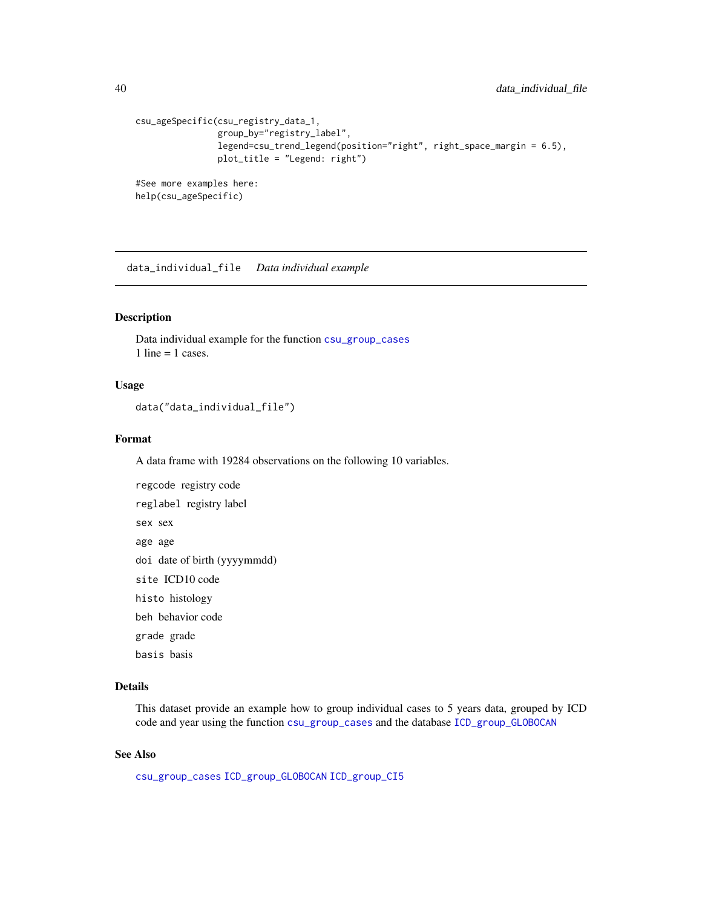```
csu_ageSpecific(csu_registry_data_1,
                group_by="registry_label",
                legend=csu_trend_legend(position="right", right_space_margin = 6.5),
                plot_title = "Legend: right")

#See more examples here:
help(csu_ageSpecific)
```

---

## data_individual_file    *Data individual example*

---

### Description

Data individual example for the function csu_group_cases
1 line = 1 cases.

### Usage

```
data("data_individual_file")
```

### Format

A data frame with 19284 observations on the following 10 variables.

- `regcode` registry code
- `reglabel` registry label
- `sex` sex
- `age` age
- `doi` date of birth (yyyymmdd)
- `site` ICD10 code
- `histo` histology
- `beh` behavior code
- `grade` grade
- `basis` basis

### Details

This dataset provide an example how to group individual cases to 5 years data, grouped by ICD code and year using the function csu_group_cases and the database ICD_group_GLOBOCAN

### See Also

csu_group_cases ICD_group_GLOBOCAN ICD_group_CI5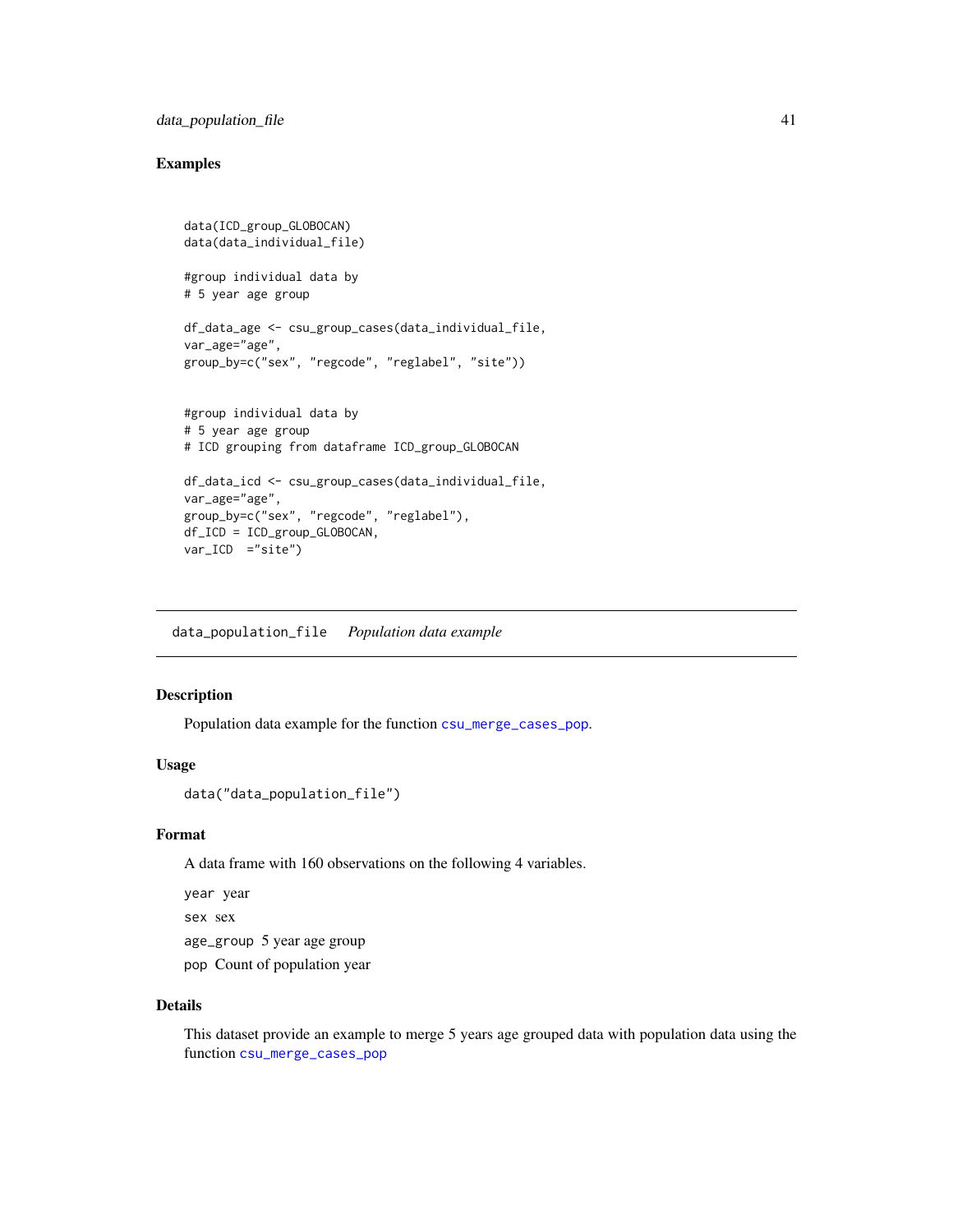### Examples

```
data(ICD_group_GLOBOCAN)
data(data_individual_file)

#group individual data by
# 5 year age group

df_data_age <- csu_group_cases(data_individual_file,
var_age="age",
group_by=c("sex", "regcode", "reglabel", "site"))


#group individual data by
# 5 year age group
# ICD grouping from dataframe ICD_group_GLOBOCAN

df_data_icd <- csu_group_cases(data_individual_file,
var_age="age",
group_by=c("sex", "regcode", "reglabel"),
df_ICD = ICD_group_GLOBOCAN,
var_ICD  ="site")
```

---

## data_population_file    *Population data example*

---

### Description

Population data example for the function csu_merge_cases_pop.

### Usage

```
data("data_population_file")
```

### Format

A data frame with 160 observations on the following 4 variables.

- `year` year
- `sex` sex
- `age_group` 5 year age group
- `pop` Count of population year

### Details

This dataset provide an example to merge 5 years age grouped data with population data using the function csu_merge_cases_pop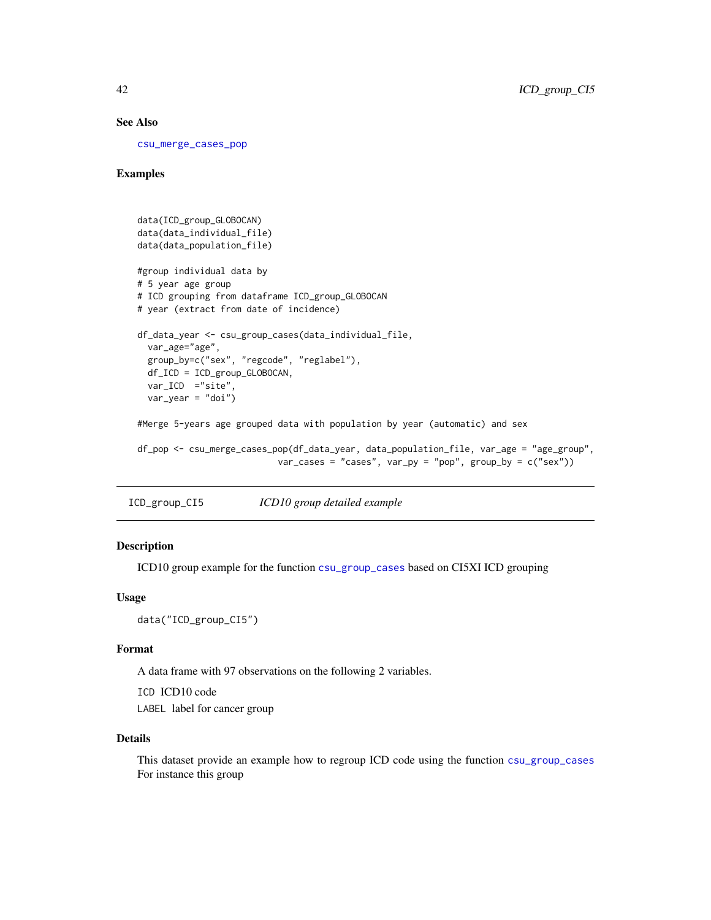### See Also

csu_merge_cases_pop

### Examples

```
data(ICD_group_GLOBOCAN)
data(data_individual_file)
data(data_population_file)

#group individual data by
# 5 year age group
# ICD grouping from dataframe ICD_group_GLOBOCAN
# year (extract from date of incidence)

df_data_year <- csu_group_cases(data_individual_file,
  var_age="age",
  group_by=c("sex", "regcode", "reglabel"),
  df_ICD = ICD_group_GLOBOCAN,
  var_ICD  ="site",
  var_year = "doi")

#Merge 5-years age grouped data with population by year (automatic) and sex

df_pop <- csu_merge_cases_pop(df_data_year, data_population_file, var_age = "age_group",
                            var_cases = "cases", var_py = "pop", group_by = c("sex"))
```

---

## ICD_group_CI5 — *ICD10 group detailed example*

---

### Description

ICD10 group example for the function csu_group_cases based on CI5XI ICD grouping

### Usage

```
data("ICD_group_CI5")
```

### Format

A data frame with 97 observations on the following 2 variables.

ICD ICD10 code

LABEL label for cancer group

### Details

This dataset provide an example how to regroup ICD code using the function csu_group_cases For instance this group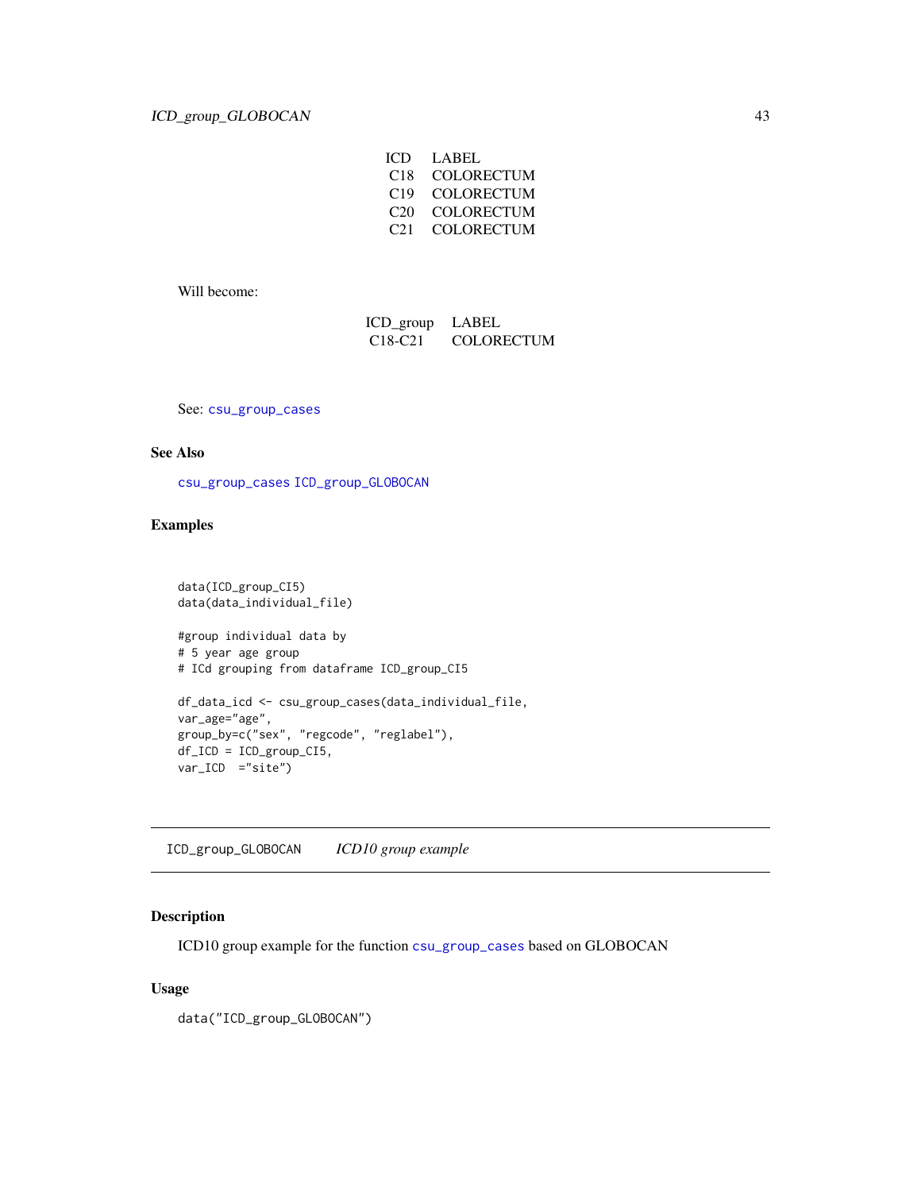| ICD | LABEL |
|---|---|
| C18 | COLORECTUM |
| C19 | COLORECTUM |
| C20 | COLORECTUM |
| C21 | COLORECTUM |

Will become:

| ICD_group | LABEL |
|---|---|
| C18-C21 | COLORECTUM |

See: csu_group_cases

### See Also

csu_group_cases ICD_group_GLOBOCAN

### Examples

```
data(ICD_group_CI5)
data(data_individual_file)

#group individual data by
# 5 year age group
# ICd grouping from dataframe ICD_group_CI5

df_data_icd <- csu_group_cases(data_individual_file,
var_age="age",
group_by=c("sex", "regcode", "reglabel"),
df_ICD = ICD_group_CI5,
var_ICD  ="site")
```

---

## ICD_group_GLOBOCAN *ICD10 group example*

---

### Description

ICD10 group example for the function csu_group_cases based on GLOBOCAN

### Usage

```
data("ICD_group_GLOBOCAN")
```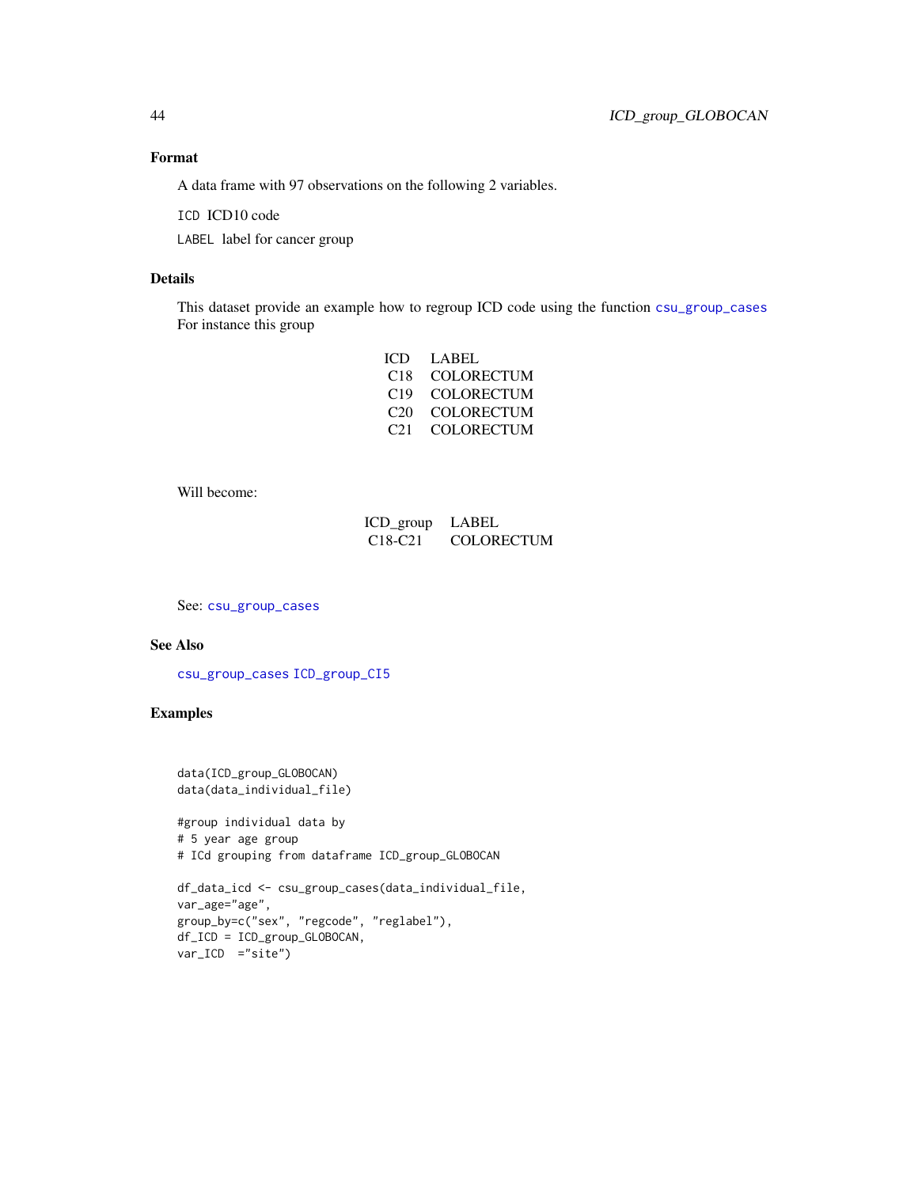### Format

A data frame with 97 observations on the following 2 variables.

`ICD` ICD10 code

`LABEL` label for cancer group

### Details

This dataset provide an example how to regroup ICD code using the function `csu_group_cases` For instance this group

| ICD | LABEL |
|---|---|
| C18 | COLORECTUM |
| C19 | COLORECTUM |
| C20 | COLORECTUM |
| C21 | COLORECTUM |

Will become:

| ICD_group | LABEL |
|---|---|
| C18-C21 | COLORECTUM |

See: `csu_group_cases`

### See Also

`csu_group_cases` `ICD_group_CI5`

### Examples

```
data(ICD_group_GLOBOCAN)
data(data_individual_file)

#group individual data by
# 5 year age group
# ICd grouping from dataframe ICD_group_GLOBOCAN

df_data_icd <- csu_group_cases(data_individual_file,
var_age="age",
group_by=c("sex", "regcode", "reglabel"),
df_ICD = ICD_group_GLOBOCAN,
var_ICD  ="site")
```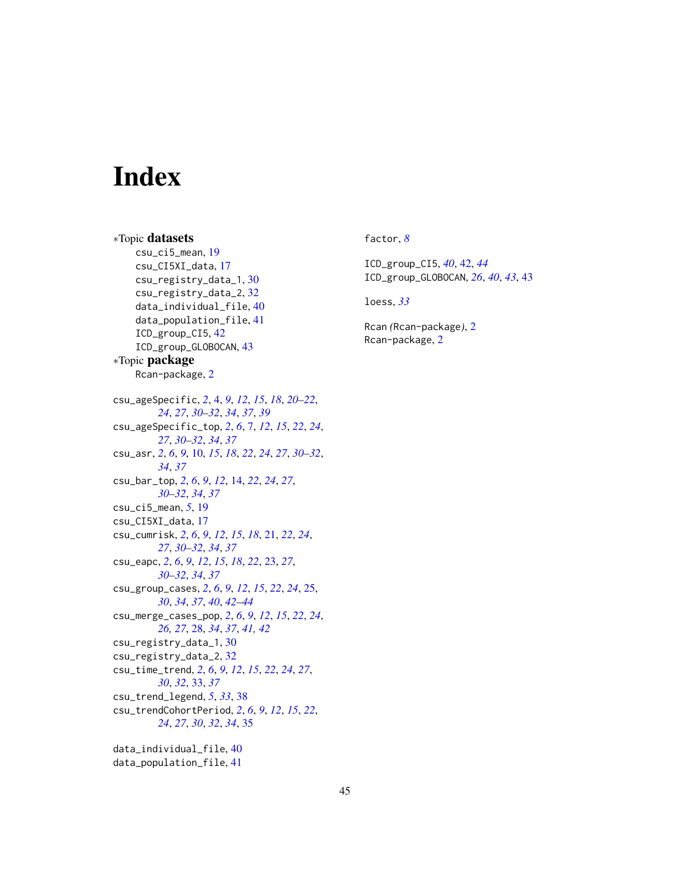# Index

*Topic **datasets**
  csu_ci5_mean, 19
  csu_CI5XI_data, 17
  csu_registry_data_1, 30
  csu_registry_data_2, 32
  data_individual_file, 40
  data_population_file, 41
  ICD_group_CI5, 42
  ICD_group_GLOBOCAN, 43

*Topic **package**
  Rcan-package, 2

csu_ageSpecific, *2*, 4, *9*, *12*, *15*, *18*, *20–22*, *24*, *27*, *30–32*, *34*, *37*, *39*
csu_ageSpecific_top, *2*, *6*, 7, *12*, *15*, *22*, *24*, *27*, *30–32*, *34*, *37*
csu_asr, *2*, *6*, *9*, 10, *15*, *18*, *22*, *24*, *27*, *30–32*, *34*, *37*
csu_bar_top, *2*, *6*, *9*, *12*, 14, *22*, *24*, *27*, *30–32*, *34*, *37*
csu_ci5_mean, *5*, 19
csu_CI5XI_data, 17
csu_cumrisk, *2*, *6*, *9*, *12*, *15*, *18*, 21, *22*, *24*, *27*, *30–32*, *34*, *37*
csu_eapc, *2*, *6*, *9*, *12*, *15*, *18*, *22*, 23, *27*, *30–32*, *34*, *37*
csu_group_cases, *2*, *6*, *9*, *12*, *15*, *22*, *24*, 25, *30*, *34*, *37*, *40*, *42–44*
csu_merge_cases_pop, *2*, *6*, *9*, *12*, *15*, *22*, *24*, *26*, *27*, 28, *34*, *37*, *41*, *42*
csu_registry_data_1, 30
csu_registry_data_2, 32
csu_time_trend, *2*, *6*, *9*, *12*, *15*, *22*, *24*, *27*, *30*, *32*, 33, *37*
csu_trend_legend, *5*, *33*, 38
csu_trendCohortPeriod, *2*, *6*, *9*, *12*, *15*, *22*, *24*, *27*, *30*, *32*, *34*, 35

data_individual_file, 40
data_population_file, 41

factor, *8*

ICD_group_CI5, *40*, 42, *44*
ICD_group_GLOBOCAN, *26*, *40*, *43*, 43

loess, *33*

Rcan *(*Rcan-package*)*, 2
Rcan-package, 2